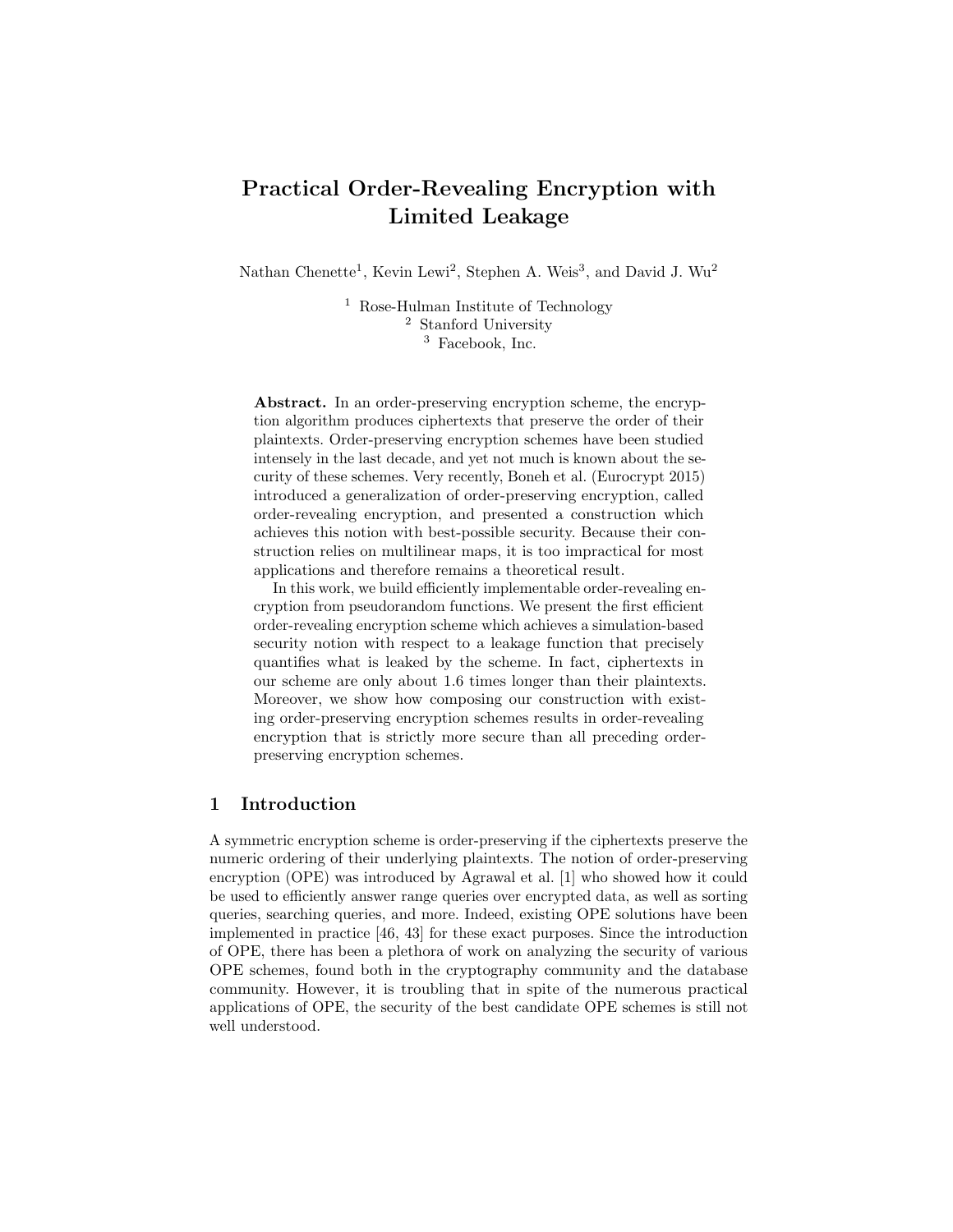# Practical Order-Revealing Encryption with Limited Leakage

Nathan Chenette[1], Kevin Lewi[2], Stephen A. Weis[3], and David J. Wu[2]

[1] Rose-Hulman Institute of Technology
[2] Stanford University
[3] Facebook, Inc.

**Abstract.** In an order-preserving encryption scheme, the encryption algorithm produces ciphertexts that preserve the order of their plaintexts. Order-preserving encryption schemes have been studied intensely in the last decade, and yet not much is known about the security of these schemes. Very recently, Boneh et al. (Eurocrypt 2015) introduced a generalization of order-preserving encryption, called order-revealing encryption, and presented a construction which achieves this notion with best-possible security. Because their construction relies on multilinear maps, it is too impractical for most applications and therefore remains a theoretical result.

In this work, we build efficiently implementable order-revealing encryption from pseudorandom functions. We present the first efficient order-revealing encryption scheme which achieves a simulation-based security notion with respect to a leakage function that precisely quantifies what is leaked by the scheme. In fact, ciphertexts in our scheme are only about 1.6 times longer than their plaintexts. Moreover, we show how composing our construction with existing order-preserving encryption schemes results in order-revealing encryption that is strictly more secure than all preceding order-preserving encryption schemes.

## 1 Introduction

A symmetric encryption scheme is order-preserving if the ciphertexts preserve the numeric ordering of their underlying plaintexts. The notion of order-preserving encryption (OPE) was introduced by Agrawal et al. [1] who showed how it could be used to efficiently answer range queries over encrypted data, as well as sorting queries, searching queries, and more. Indeed, existing OPE solutions have been implemented in practice [46, 43] for these exact purposes. Since the introduction of OPE, there has been a plethora of work on analyzing the security of various OPE schemes, found both in the cryptography community and the database community. However, it is troubling that in spite of the numerous practical applications of OPE, the security of the best candidate OPE schemes is still not well understood.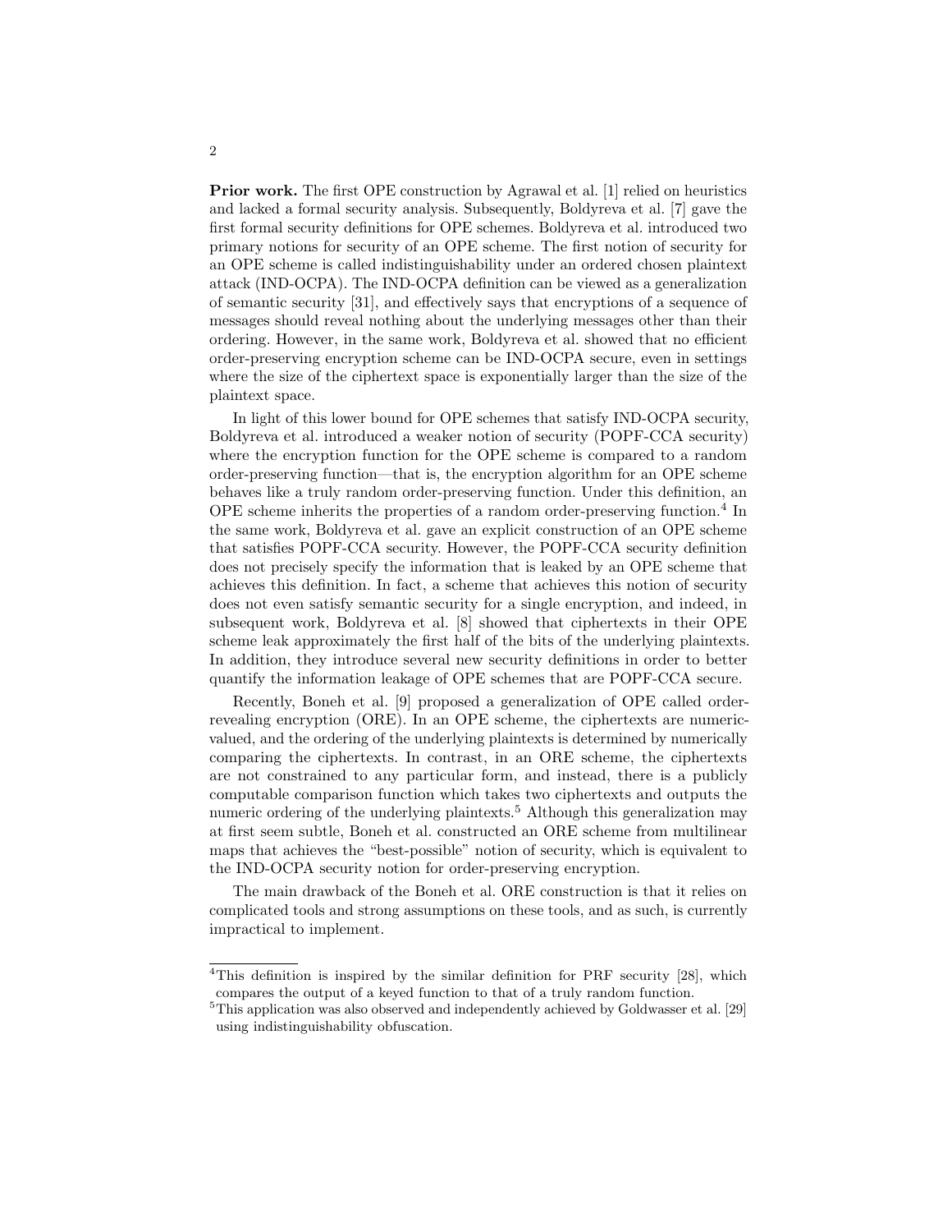**Prior work.** The first OPE construction by Agrawal et al. [1] relied on heuristics and lacked a formal security analysis. Subsequently, Boldyreva et al. [7] gave the first formal security definitions for OPE schemes. Boldyreva et al. introduced two primary notions for security of an OPE scheme. The first notion of security for an OPE scheme is called indistinguishability under an ordered chosen plaintext attack (IND-OCPA). The IND-OCPA definition can be viewed as a generalization of semantic security [31], and effectively says that encryptions of a sequence of messages should reveal nothing about the underlying messages other than their ordering. However, in the same work, Boldyreva et al. showed that no efficient order-preserving encryption scheme can be IND-OCPA secure, even in settings where the size of the ciphertext space is exponentially larger than the size of the plaintext space.

In light of this lower bound for OPE schemes that satisfy IND-OCPA security, Boldyreva et al. introduced a weaker notion of security (POPF-CCA security) where the encryption function for the OPE scheme is compared to a random order-preserving function—that is, the encryption algorithm for an OPE scheme behaves like a truly random order-preserving function. Under this definition, an OPE scheme inherits the properties of a random order-preserving function.[4] In the same work, Boldyreva et al. gave an explicit construction of an OPE scheme that satisfies POPF-CCA security. However, the POPF-CCA security definition does not precisely specify the information that is leaked by an OPE scheme that achieves this definition. In fact, a scheme that achieves this notion of security does not even satisfy semantic security for a single encryption, and indeed, in subsequent work, Boldyreva et al. [8] showed that ciphertexts in their OPE scheme leak approximately the first half of the bits of the underlying plaintexts. In addition, they introduce several new security definitions in order to better quantify the information leakage of OPE schemes that are POPF-CCA secure.

Recently, Boneh et al. [9] proposed a generalization of OPE called order-revealing encryption (ORE). In an OPE scheme, the ciphertexts are numeric-valued, and the ordering of the underlying plaintexts is determined by numerically comparing the ciphertexts. In contrast, in an ORE scheme, the ciphertexts are not constrained to any particular form, and instead, there is a publicly computable comparison function which takes two ciphertexts and outputs the numeric ordering of the underlying plaintexts.[5] Although this generalization may at first seem subtle, Boneh et al. constructed an ORE scheme from multilinear maps that achieves the "best-possible" notion of security, which is equivalent to the IND-OCPA security notion for order-preserving encryption.

The main drawback of the Boneh et al. ORE construction is that it relies on complicated tools and strong assumptions on these tools, and as such, is currently impractical to implement.

---

[4] This definition is inspired by the similar definition for PRF security [28], which compares the output of a keyed function to that of a truly random function.

[5] This application was also observed and independently achieved by Goldwasser et al. [29] using indistinguishability obfuscation.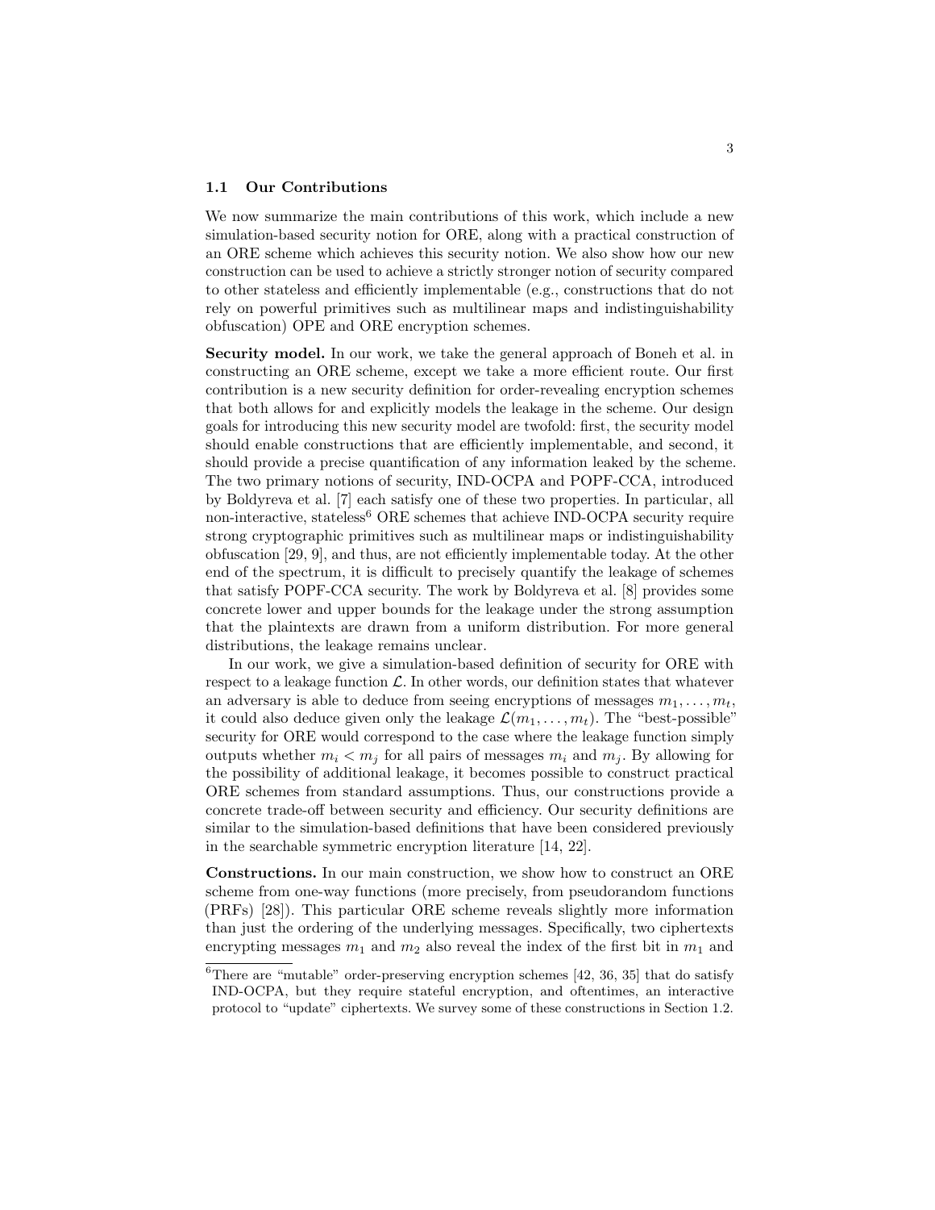### 1.1 Our Contributions

We now summarize the main contributions of this work, which include a new simulation-based security notion for ORE, along with a practical construction of an ORE scheme which achieves this security notion. We also show how our new construction can be used to achieve a strictly stronger notion of security compared to other stateless and efficiently implementable (e.g., constructions that do not rely on powerful primitives such as multilinear maps and indistinguishability obfuscation) OPE and ORE encryption schemes.

**Security model.** In our work, we take the general approach of Boneh et al. in constructing an ORE scheme, except we take a more efficient route. Our first contribution is a new security definition for order-revealing encryption schemes that both allows for and explicitly models the leakage in the scheme. Our design goals for introducing this new security model are twofold: first, the security model should enable constructions that are efficiently implementable, and second, it should provide a precise quantification of any information leaked by the scheme. The two primary notions of security, IND-OCPA and POPF-CCA, introduced by Boldyreva et al. [7] each satisfy one of these two properties. In particular, all non-interactive, stateless[6] ORE schemes that achieve IND-OCPA security require strong cryptographic primitives such as multilinear maps or indistinguishability obfuscation [29, 9], and thus, are not efficiently implementable today. At the other end of the spectrum, it is difficult to precisely quantify the leakage of schemes that satisfy POPF-CCA security. The work by Boldyreva et al. [8] provides some concrete lower and upper bounds for the leakage under the strong assumption that the plaintexts are drawn from a uniform distribution. For more general distributions, the leakage remains unclear.

In our work, we give a simulation-based definition of security for ORE with respect to a leakage function $\mathcal{L}$. In other words, our definition states that whatever an adversary is able to deduce from seeing encryptions of messages $m_1, \ldots, m_t$, it could also deduce given only the leakage $\mathcal{L}(m_1, \ldots, m_t)$. The "best-possible" security for ORE would correspond to the case where the leakage function simply outputs whether $m_i < m_j$ for all pairs of messages $m_i$ and $m_j$. By allowing for the possibility of additional leakage, it becomes possible to construct practical ORE schemes from standard assumptions. Thus, our constructions provide a concrete trade-off between security and efficiency. Our security definitions are similar to the simulation-based definitions that have been considered previously in the searchable symmetric encryption literature [14, 22].

**Constructions.** In our main construction, we show how to construct an ORE scheme from one-way functions (more precisely, from pseudorandom functions (PRFs) [28]). This particular ORE scheme reveals slightly more information than just the ordering of the underlying messages. Specifically, two ciphertexts encrypting messages $m_1$ and $m_2$ also reveal the index of the first bit in $m_1$ and

[6] There are "mutable" order-preserving encryption schemes [42, 36, 35] that do satisfy IND-OCPA, but they require stateful encryption, and oftentimes, an interactive protocol to "update" ciphertexts. We survey some of these constructions in Section 1.2.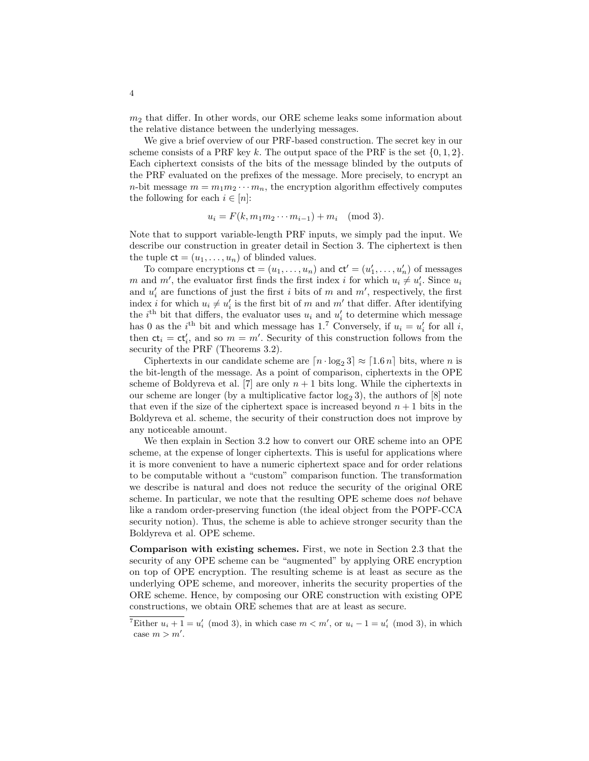$m_2$ that differ. In other words, our ORE scheme leaks some information about the relative distance between the underlying messages.

We give a brief overview of our PRF-based construction. The secret key in our scheme consists of a PRF key $k$. The output space of the PRF is the set $\{0, 1, 2\}$. Each ciphertext consists of the bits of the message blinded by the outputs of the PRF evaluated on the prefixes of the message. More precisely, to encrypt an $n$-bit message $m = m_1 m_2 \cdots m_n$, the encryption algorithm effectively computes the following for each $i \in [n]$:

$$u_i = F(k, m_1 m_2 \cdots m_{i-1}) + m_i \pmod 3.$$

Note that to support variable-length PRF inputs, we simply pad the input. We describe our construction in greater detail in Section 3. The ciphertext is then the tuple $\mathsf{ct} = (u_1, \ldots, u_n)$ of blinded values.

To compare encryptions $\mathsf{ct} = (u_1, \ldots, u_n)$ and $\mathsf{ct}' = (u'_1, \ldots, u'_n)$ of messages $m$ and $m'$, the evaluator first finds the first index $i$ for which $u_i \neq u'_i$. Since $u_i$ and $u'_i$ are functions of just the first $i$ bits of $m$ and $m'$, respectively, the first index $i$ for which $u_i \neq u'_i$ is the first bit of $m$ and $m'$ that differ. After identifying the $i^{\text{th}}$ bit that differs, the evaluator uses $u_i$ and $u'_i$ to determine which message has 0 as the $i^{\text{th}}$ bit and which message has 1.[7] Conversely, if $u_i = u'_i$ for all $i$, then $\mathsf{ct}_i = \mathsf{ct}'_i$, and so $m = m'$. Security of this construction follows from the security of the PRF (Theorems 3.2).

Ciphertexts in our candidate scheme are $\lceil n \cdot \log_2 3 \rceil \approx \lceil 1.6\, n \rceil$ bits, where $n$ is the bit-length of the message. As a point of comparison, ciphertexts in the OPE scheme of Boldyreva et al. [7] are only $n + 1$ bits long. While the ciphertexts in our scheme are longer (by a multiplicative factor $\log_2 3$), the authors of [8] note that even if the size of the ciphertext space is increased beyond $n + 1$ bits in the Boldyreva et al. scheme, the security of their construction does not improve by any noticeable amount.

We then explain in Section 3.2 how to convert our ORE scheme into an OPE scheme, at the expense of longer ciphertexts. This is useful for applications where it is more convenient to have a numeric ciphertext space and for order relations to be computable without a "custom" comparison function. The transformation we describe is natural and does not reduce the security of the original ORE scheme. In particular, we note that the resulting OPE scheme does *not* behave like a random order-preserving function (the ideal object from the POPF-CCA security notion). Thus, the scheme is able to achieve stronger security than the Boldyreva et al. OPE scheme.

**Comparison with existing schemes.** First, we note in Section 2.3 that the security of any OPE scheme can be "augmented" by applying ORE encryption on top of OPE encryption. The resulting scheme is at least as secure as the underlying OPE scheme, and moreover, inherits the security properties of the ORE scheme. Hence, by composing our ORE construction with existing OPE constructions, we obtain ORE schemes that are at least as secure.

[7] Either $u_i + 1 = u'_i \pmod 3$, in which case $m < m'$, or $u_i - 1 = u'_i \pmod 3$, in which case $m > m'$.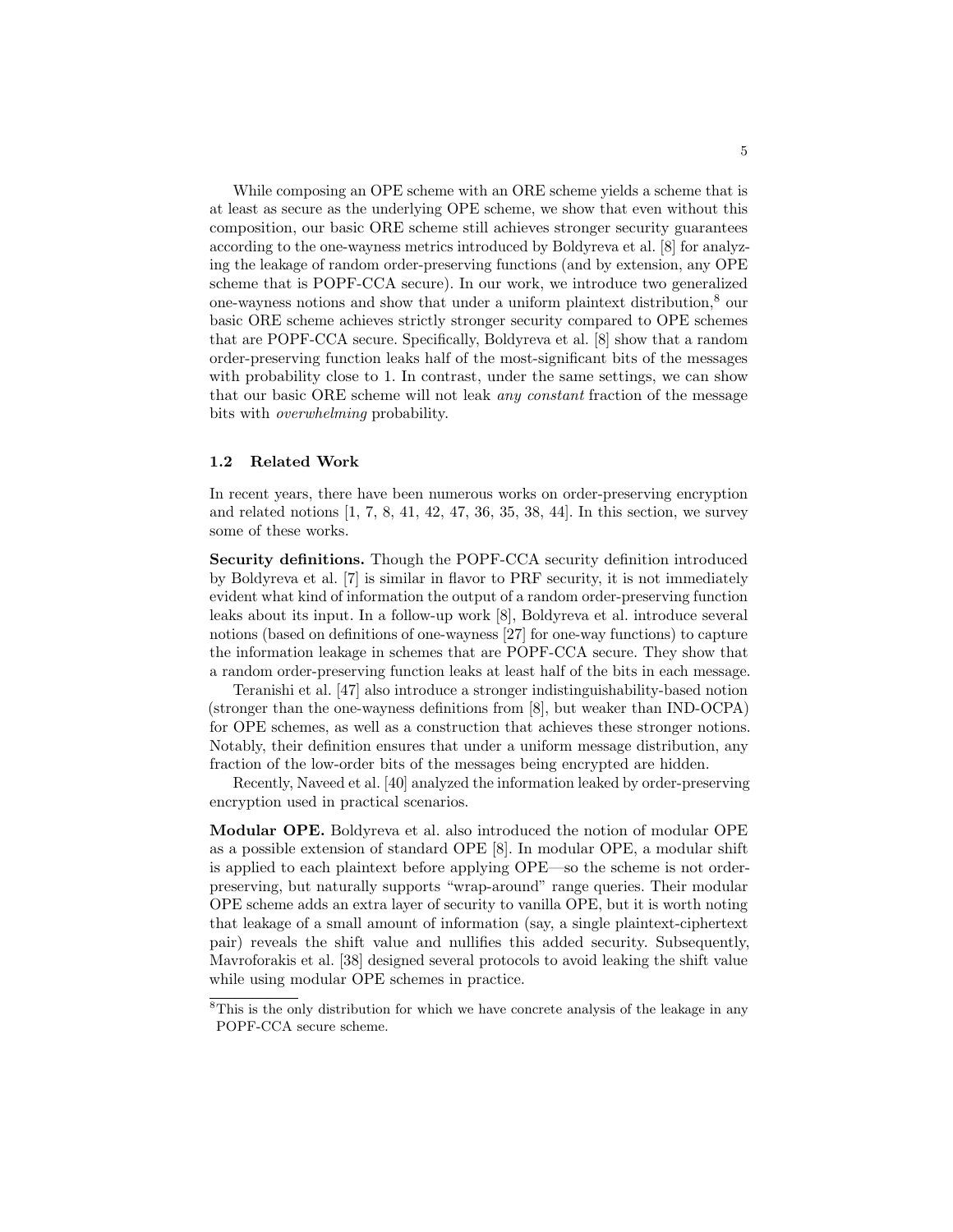While composing an OPE scheme with an ORE scheme yields a scheme that is at least as secure as the underlying OPE scheme, we show that even without this composition, our basic ORE scheme still achieves stronger security guarantees according to the one-wayness metrics introduced by Boldyreva et al. [8] for analyzing the leakage of random order-preserving functions (and by extension, any OPE scheme that is POPF-CCA secure). In our work, we introduce two generalized one-wayness notions and show that under a uniform plaintext distribution,[8] our basic ORE scheme achieves strictly stronger security compared to OPE schemes that are POPF-CCA secure. Specifically, Boldyreva et al. [8] show that a random order-preserving function leaks half of the most-significant bits of the messages with probability close to 1. In contrast, under the same settings, we can show that our basic ORE scheme will not leak *any constant* fraction of the message bits with *overwhelming* probability.

### 1.2 Related Work

In recent years, there have been numerous works on order-preserving encryption and related notions [1, 7, 8, 41, 42, 47, 36, 35, 38, 44]. In this section, we survey some of these works.

**Security definitions.** Though the POPF-CCA security definition introduced by Boldyreva et al. [7] is similar in flavor to PRF security, it is not immediately evident what kind of information the output of a random order-preserving function leaks about its input. In a follow-up work [8], Boldyreva et al. introduce several notions (based on definitions of one-wayness [27] for one-way functions) to capture the information leakage in schemes that are POPF-CCA secure. They show that a random order-preserving function leaks at least half of the bits in each message.

Teranishi et al. [47] also introduce a stronger indistinguishability-based notion (stronger than the one-wayness definitions from [8], but weaker than IND-OCPA) for OPE schemes, as well as a construction that achieves these stronger notions. Notably, their definition ensures that under a uniform message distribution, any fraction of the low-order bits of the messages being encrypted are hidden.

Recently, Naveed et al. [40] analyzed the information leaked by order-preserving encryption used in practical scenarios.

**Modular OPE.** Boldyreva et al. also introduced the notion of modular OPE as a possible extension of standard OPE [8]. In modular OPE, a modular shift is applied to each plaintext before applying OPE—so the scheme is not order-preserving, but naturally supports "wrap-around" range queries. Their modular OPE scheme adds an extra layer of security to vanilla OPE, but it is worth noting that leakage of a small amount of information (say, a single plaintext-ciphertext pair) reveals the shift value and nullifies this added security. Subsequently, Mavroforakis et al. [38] designed several protocols to avoid leaking the shift value while using modular OPE schemes in practice.

[8] This is the only distribution for which we have concrete analysis of the leakage in any POPF-CCA secure scheme.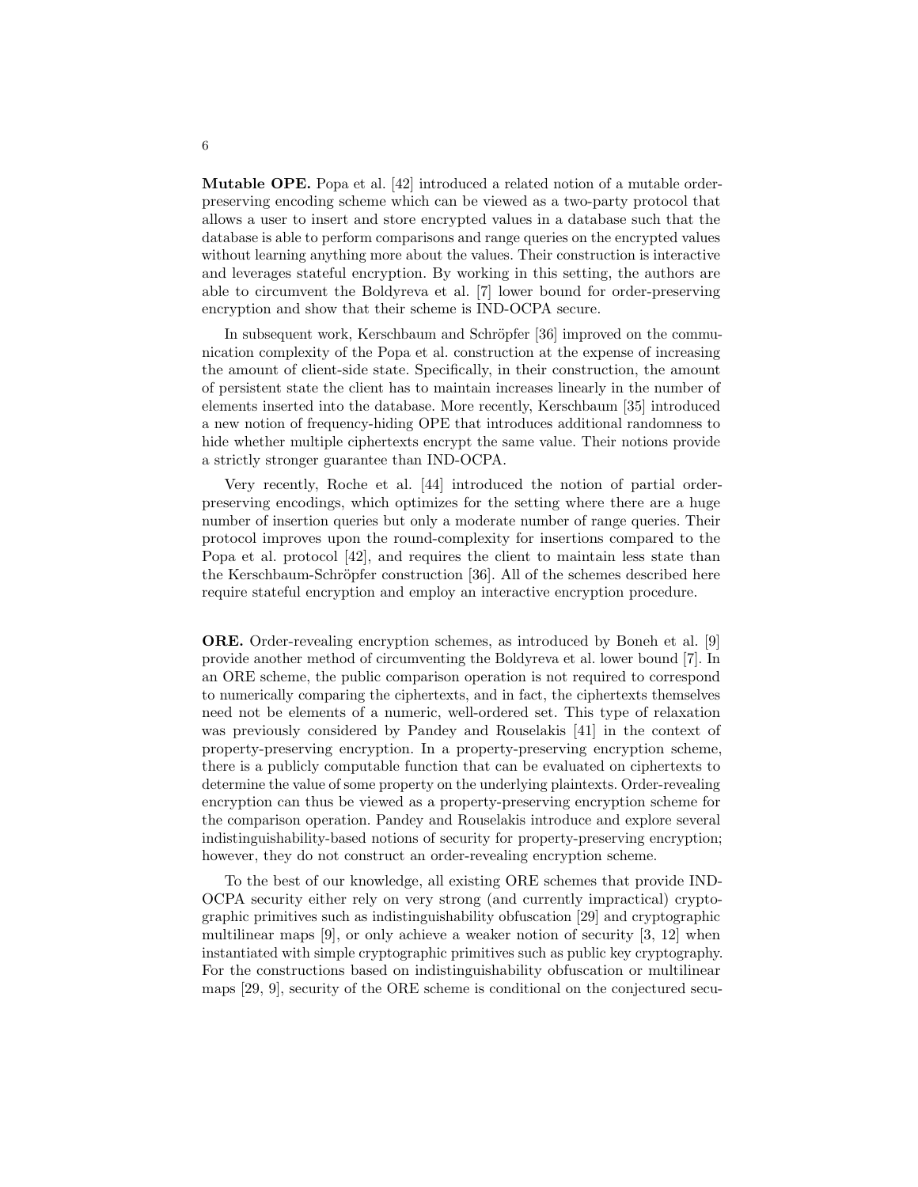**Mutable OPE.** Popa et al. [42] introduced a related notion of a mutable order-preserving encoding scheme which can be viewed as a two-party protocol that allows a user to insert and store encrypted values in a database such that the database is able to perform comparisons and range queries on the encrypted values without learning anything more about the values. Their construction is interactive and leverages stateful encryption. By working in this setting, the authors are able to circumvent the Boldyreva et al. [7] lower bound for order-preserving encryption and show that their scheme is IND-OCPA secure.

In subsequent work, Kerschbaum and Schröpfer [36] improved on the communication complexity of the Popa et al. construction at the expense of increasing the amount of client-side state. Specifically, in their construction, the amount of persistent state the client has to maintain increases linearly in the number of elements inserted into the database. More recently, Kerschbaum [35] introduced a new notion of frequency-hiding OPE that introduces additional randomness to hide whether multiple ciphertexts encrypt the same value. Their notions provide a strictly stronger guarantee than IND-OCPA.

Very recently, Roche et al. [44] introduced the notion of partial order-preserving encodings, which optimizes for the setting where there are a huge number of insertion queries but only a moderate number of range queries. Their protocol improves upon the round-complexity for insertions compared to the Popa et al. protocol [42], and requires the client to maintain less state than the Kerschbaum-Schröpfer construction [36]. All of the schemes described here require stateful encryption and employ an interactive encryption procedure.

**ORE.** Order-revealing encryption schemes, as introduced by Boneh et al. [9] provide another method of circumventing the Boldyreva et al. lower bound [7]. In an ORE scheme, the public comparison operation is not required to correspond to numerically comparing the ciphertexts, and in fact, the ciphertexts themselves need not be elements of a numeric, well-ordered set. This type of relaxation was previously considered by Pandey and Rouselakis [41] in the context of property-preserving encryption. In a property-preserving encryption scheme, there is a publicly computable function that can be evaluated on ciphertexts to determine the value of some property on the underlying plaintexts. Order-revealing encryption can thus be viewed as a property-preserving encryption scheme for the comparison operation. Pandey and Rouselakis introduce and explore several indistinguishability-based notions of security for property-preserving encryption; however, they do not construct an order-revealing encryption scheme.

To the best of our knowledge, all existing ORE schemes that provide IND-OCPA security either rely on very strong (and currently impractical) cryptographic primitives such as indistinguishability obfuscation [29] and cryptographic multilinear maps [9], or only achieve a weaker notion of security [3, 12] when instantiated with simple cryptographic primitives such as public key cryptography. For the constructions based on indistinguishability obfuscation or multilinear maps [29, 9], security of the ORE scheme is conditional on the conjectured secu-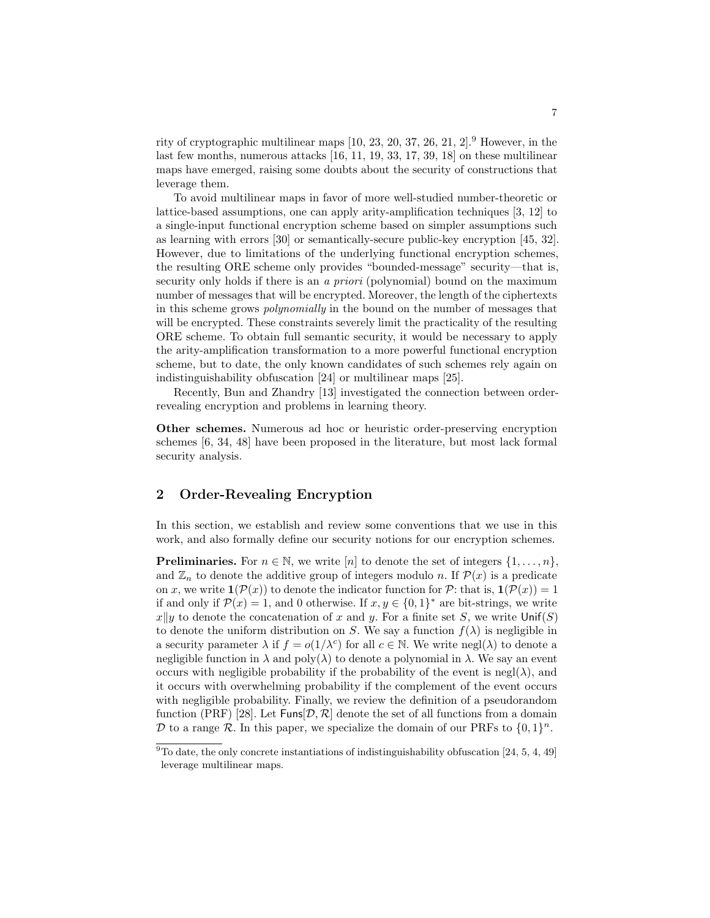rity of cryptographic multilinear maps [10, 23, 20, 37, 26, 21, 2].[9] However, in the last few months, numerous attacks [16, 11, 19, 33, 17, 39, 18] on these multilinear maps have emerged, raising some doubts about the security of constructions that leverage them.

To avoid multilinear maps in favor of more well-studied number-theoretic or lattice-based assumptions, one can apply arity-amplification techniques [3, 12] to a single-input functional encryption scheme based on simpler assumptions such as learning with errors [30] or semantically-secure public-key encryption [45, 32]. However, due to limitations of the underlying functional encryption schemes, the resulting ORE scheme only provides "bounded-message" security—that is, security only holds if there is an *a priori* (polynomial) bound on the maximum number of messages that will be encrypted. Moreover, the length of the ciphertexts in this scheme grows *polynomially* in the bound on the number of messages that will be encrypted. These constraints severely limit the practicality of the resulting ORE scheme. To obtain full semantic security, it would be necessary to apply the arity-amplification transformation to a more powerful functional encryption scheme, but to date, the only known candidates of such schemes rely again on indistinguishability obfuscation [24] or multilinear maps [25].

Recently, Bun and Zhandry [13] investigated the connection between order-revealing encryption and problems in learning theory.

**Other schemes.** Numerous ad hoc or heuristic order-preserving encryption schemes [6, 34, 48] have been proposed in the literature, but most lack formal security analysis.

## 2 Order-Revealing Encryption

In this section, we establish and review some conventions that we use in this work, and also formally define our security notions for our encryption schemes.

**Preliminaries.** For $n \in \mathbb{N}$, we write $[n]$ to denote the set of integers $\{1, \dots, n\}$, and $\mathbb{Z}_n$ to denote the additive group of integers modulo $n$. If $\mathcal{P}(x)$ is a predicate on $x$, we write $\mathbf{1}(\mathcal{P}(x))$ to denote the indicator function for $\mathcal{P}$: that is, $\mathbf{1}(\mathcal{P}(x)) = 1$ if and only if $\mathcal{P}(x) = 1$, and 0 otherwise. If $x, y \in \{0,1\}^*$ are bit-strings, we write $x \| y$ to denote the concatenation of $x$ and $y$. For a finite set $S$, we write $\mathsf{Unif}(S)$ to denote the uniform distribution on $S$. We say a function $f(\lambda)$ is negligible in a security parameter $\lambda$ if $f = o(1/\lambda^c)$ for all $c \in \mathbb{N}$. We write $\text{negl}(\lambda)$ to denote a negligible function in $\lambda$ and $\text{poly}(\lambda)$ to denote a polynomial in $\lambda$. We say an event occurs with negligible probability if the probability of the event is $\text{negl}(\lambda)$, and it occurs with overwhelming probability if the complement of the event occurs with negligible probability. Finally, we review the definition of a pseudorandom function (PRF) [28]. Let $\mathsf{Funs}[\mathcal{D}, \mathcal{R}]$ denote the set of all functions from a domain $\mathcal{D}$ to a range $\mathcal{R}$. In this paper, we specialize the domain of our PRFs to $\{0,1\}^n$.

[9] To date, the only concrete instantiations of indistinguishability obfuscation [24, 5, 4, 49] leverage multilinear maps.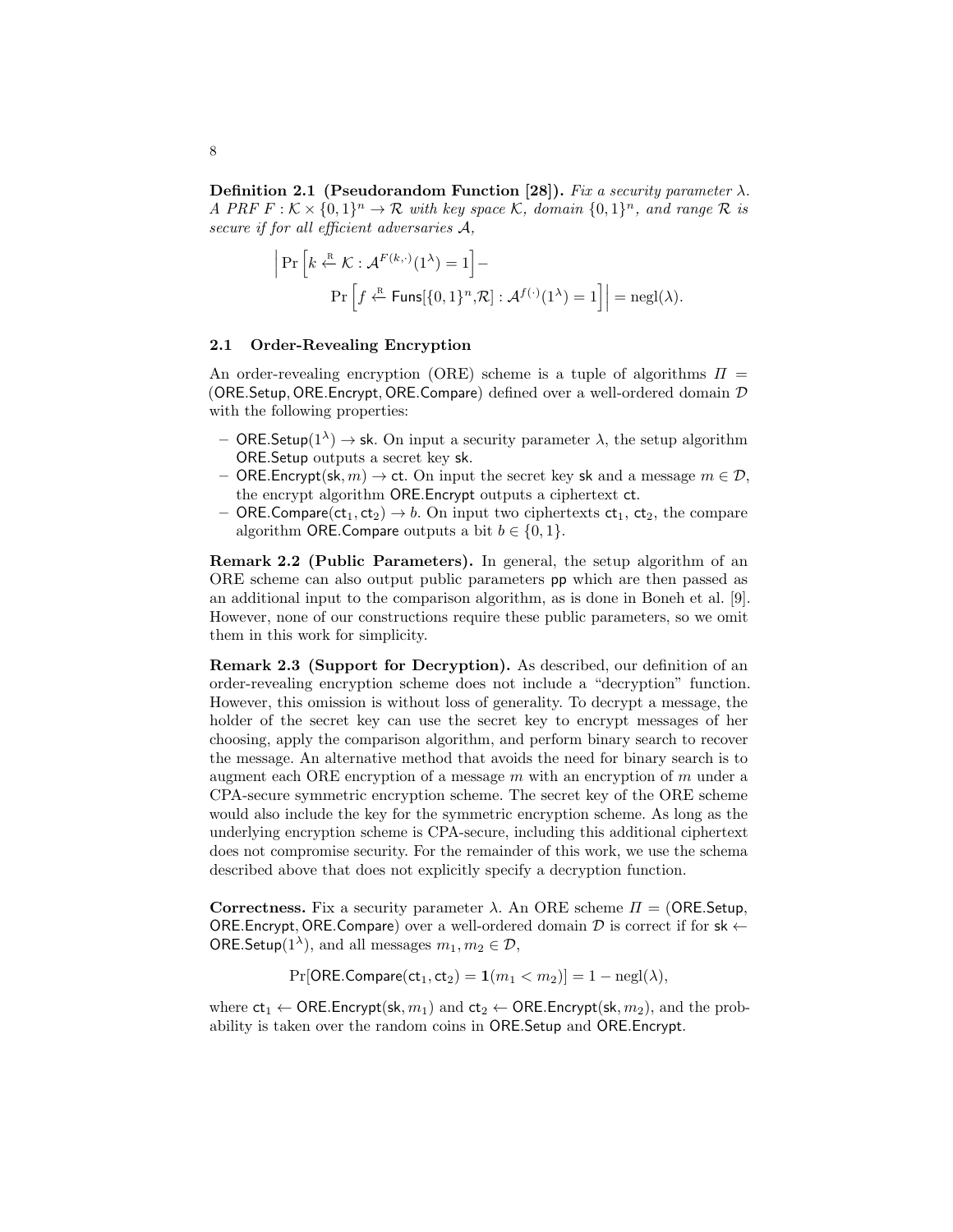**Definition 2.1 (Pseudorandom Function [28]).** *Fix a security parameter $\lambda$. A PRF $F : \mathcal{K} \times \{0,1\}^n \to \mathcal{R}$ with key space $\mathcal{K}$, domain $\{0,1\}^n$, and range $\mathcal{R}$ is secure if for all efficient adversaries $\mathcal{A}$,*

$$\left| \Pr\left[k \xleftarrow{\text{R}} \mathcal{K} : \mathcal{A}^{F(k,\cdot)}(1^\lambda) = 1\right] - \Pr\left[f \xleftarrow{\text{R}} \mathsf{Funs}[\{0,1\}^n, \mathcal{R}] : \mathcal{A}^{f(\cdot)}(1^\lambda) = 1\right] \right| = \text{negl}(\lambda).$$

### 2.1 Order-Revealing Encryption

An order-revealing encryption (ORE) scheme is a tuple of algorithms $\Pi = (\mathsf{ORE.Setup}, \mathsf{ORE.Encrypt}, \mathsf{ORE.Compare})$ defined over a well-ordered domain $\mathcal{D}$ with the following properties:

- $\mathsf{ORE.Setup}(1^\lambda) \to \mathsf{sk}$. On input a security parameter $\lambda$, the setup algorithm $\mathsf{ORE.Setup}$ outputs a secret key $\mathsf{sk}$.
- $\mathsf{ORE.Encrypt}(\mathsf{sk}, m) \to \mathsf{ct}$. On input the secret key $\mathsf{sk}$ and a message $m \in \mathcal{D}$, the encrypt algorithm $\mathsf{ORE.Encrypt}$ outputs a ciphertext $\mathsf{ct}$.
- $\mathsf{ORE.Compare}(\mathsf{ct}_1, \mathsf{ct}_2) \to b$. On input two ciphertexts $\mathsf{ct}_1$, $\mathsf{ct}_2$, the compare algorithm $\mathsf{ORE.Compare}$ outputs a bit $b \in \{0,1\}$.

**Remark 2.2 (Public Parameters).** In general, the setup algorithm of an ORE scheme can also output public parameters $\mathsf{pp}$ which are then passed as an additional input to the comparison algorithm, as is done in Boneh et al. [9]. However, none of our constructions require these public parameters, so we omit them in this work for simplicity.

**Remark 2.3 (Support for Decryption).** As described, our definition of an order-revealing encryption scheme does not include a "decryption" function. However, this omission is without loss of generality. To decrypt a message, the holder of the secret key can use the secret key to encrypt messages of her choosing, apply the comparison algorithm, and perform binary search to recover the message. An alternative method that avoids the need for binary search is to augment each ORE encryption of a message $m$ with an encryption of $m$ under a CPA-secure symmetric encryption scheme. The secret key of the ORE scheme would also include the key for the symmetric encryption scheme. As long as the underlying encryption scheme is CPA-secure, including this additional ciphertext does not compromise security. For the remainder of this work, we use the schema described above that does not explicitly specify a decryption function.

**Correctness.** Fix a security parameter $\lambda$. An ORE scheme $\Pi = (\mathsf{ORE.Setup}, \mathsf{ORE.Encrypt}, \mathsf{ORE.Compare})$ over a well-ordered domain $\mathcal{D}$ is correct if for $\mathsf{sk} \leftarrow \mathsf{ORE.Setup}(1^\lambda)$, and all messages $m_1, m_2 \in \mathcal{D}$,

$$\Pr[\mathsf{ORE.Compare}(\mathsf{ct}_1, \mathsf{ct}_2) = \mathbf{1}(m_1 < m_2)] = 1 - \text{negl}(\lambda),$$

where $\mathsf{ct}_1 \leftarrow \mathsf{ORE.Encrypt}(\mathsf{sk}, m_1)$ and $\mathsf{ct}_2 \leftarrow \mathsf{ORE.Encrypt}(\mathsf{sk}, m_2)$, and the probability is taken over the random coins in $\mathsf{ORE.Setup}$ and $\mathsf{ORE.Encrypt}$.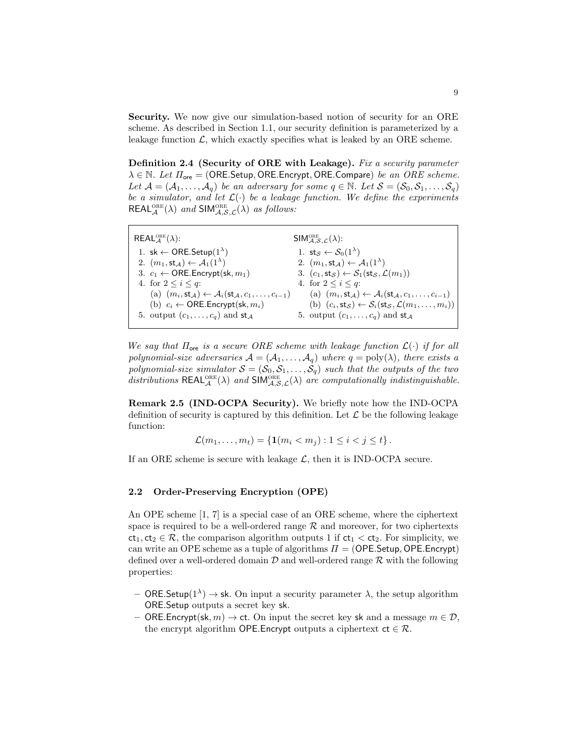**Security.** We now give our simulation-based notion of security for an ORE scheme. As described in Section 1.1, our security definition is parameterized by a leakage function $\mathcal{L}$, which exactly specifies what is leaked by an ORE scheme.

**Definition 2.4 (Security of ORE with Leakage).** *Fix a security parameter $\lambda \in \mathbb{N}$. Let $\Pi_{\mathsf{ore}} = (\mathsf{ORE.Setup}, \mathsf{ORE.Encrypt}, \mathsf{ORE.Compare})$ be an ORE scheme. Let $\mathcal{A} = (\mathcal{A}_1, \ldots, \mathcal{A}_q)$ be an adversary for some $q \in \mathbb{N}$. Let $\mathcal{S} = (\mathcal{S}_0, \mathcal{S}_1, \ldots, \mathcal{S}_q)$ be a simulator, and let $\mathcal{L}(\cdot)$ be a leakage function. We define the experiments $\mathsf{REAL}^{\text{ORE}}_{\mathcal{A}}(\lambda)$ and $\mathsf{SIM}^{\text{ORE}}_{\mathcal{A},\mathcal{S},\mathcal{L}}(\lambda)$ as follows:*

| $\mathsf{REAL}^{\text{ORE}}_{\mathcal{A}}(\lambda)$: | $\mathsf{SIM}^{\text{ORE}}_{\mathcal{A},\mathcal{S},\mathcal{L}}(\lambda)$: |
|---|---|
| 1. $\mathsf{sk} \leftarrow \mathsf{ORE.Setup}(1^\lambda)$ | 1. $\mathsf{st}_{\mathcal{S}} \leftarrow \mathcal{S}_0(1^\lambda)$ |
| 2. $(m_1, \mathsf{st}_{\mathcal{A}}) \leftarrow \mathcal{A}_1(1^\lambda)$ | 2. $(m_1, \mathsf{st}_{\mathcal{A}}) \leftarrow \mathcal{A}_1(1^\lambda)$ |
| 3. $c_1 \leftarrow \mathsf{ORE.Encrypt}(\mathsf{sk}, m_1)$ | 3. $(c_1, \mathsf{st}_{\mathcal{S}}) \leftarrow \mathcal{S}_1(\mathsf{st}_{\mathcal{S}}, \mathcal{L}(m_1))$ |
| 4. for $2 \leq i \leq q$: | 4. for $2 \leq i \leq q$: |
| (a) $(m_i, \mathsf{st}_{\mathcal{A}}) \leftarrow \mathcal{A}_i(\mathsf{st}_{\mathcal{A}}, c_1, \ldots, c_{i-1})$ | (a) $(m_i, \mathsf{st}_{\mathcal{A}}) \leftarrow \mathcal{A}_i(\mathsf{st}_{\mathcal{A}}, c_1, \ldots, c_{i-1})$ |
| (b) $c_i \leftarrow \mathsf{ORE.Encrypt}(\mathsf{sk}, m_i)$ | (b) $(c_i, \mathsf{st}_{\mathcal{S}}) \leftarrow \mathcal{S}_i(\mathsf{st}_{\mathcal{S}}, \mathcal{L}(m_1, \ldots, m_i))$ |
| 5. output $(c_1, \ldots, c_q)$ and $\mathsf{st}_{\mathcal{A}}$ | 5. output $(c_1, \ldots, c_q)$ and $\mathsf{st}_{\mathcal{A}}$ |

*We say that $\Pi_{\mathsf{ore}}$ is a secure ORE scheme with leakage function $\mathcal{L}(\cdot)$ if for all polynomial-size adversaries $\mathcal{A} = (\mathcal{A}_1, \ldots, \mathcal{A}_q)$ where $q = \mathrm{poly}(\lambda)$, there exists a polynomial-size simulator $\mathcal{S} = (\mathcal{S}_0, \mathcal{S}_1, \ldots, \mathcal{S}_q)$ such that the outputs of the two distributions $\mathsf{REAL}^{\text{ORE}}_{\mathcal{A}}(\lambda)$ and $\mathsf{SIM}^{\text{ORE}}_{\mathcal{A},\mathcal{S},\mathcal{L}}(\lambda)$ are computationally indistinguishable.*

**Remark 2.5 (IND-OCPA Security).** We briefly note how the IND-OCPA definition of security is captured by this definition. Let $\mathcal{L}$ be the following leakage function:

$$\mathcal{L}(m_1, \ldots, m_t) = \{\mathbf{1}(m_i < m_j) : 1 \leq i < j \leq t\}.$$

If an ORE scheme is secure with leakage $\mathcal{L}$, then it is IND-OCPA secure.

### 2.2 Order-Preserving Encryption (OPE)

An OPE scheme [1, 7] is a special case of an ORE scheme, where the ciphertext space is required to be a well-ordered range $\mathcal{R}$ and moreover, for two ciphertexts $\mathsf{ct}_1, \mathsf{ct}_2 \in \mathcal{R}$, the comparison algorithm outputs 1 if $\mathsf{ct}_1 < \mathsf{ct}_2$. For simplicity, we can write an OPE scheme as a tuple of algorithms $\Pi = (\mathsf{OPE.Setup}, \mathsf{OPE.Encrypt})$ defined over a well-ordered domain $\mathcal{D}$ and well-ordered range $\mathcal{R}$ with the following properties:

- $\mathsf{ORE.Setup}(1^\lambda) \to \mathsf{sk}$. On input a security parameter $\lambda$, the setup algorithm $\mathsf{ORE.Setup}$ outputs a secret key $\mathsf{sk}$.
- $\mathsf{ORE.Encrypt}(\mathsf{sk}, m) \to \mathsf{ct}$. On input the secret key $\mathsf{sk}$ and a message $m \in \mathcal{D}$, the encrypt algorithm $\mathsf{OPE.Encrypt}$ outputs a ciphertext $\mathsf{ct} \in \mathcal{R}$.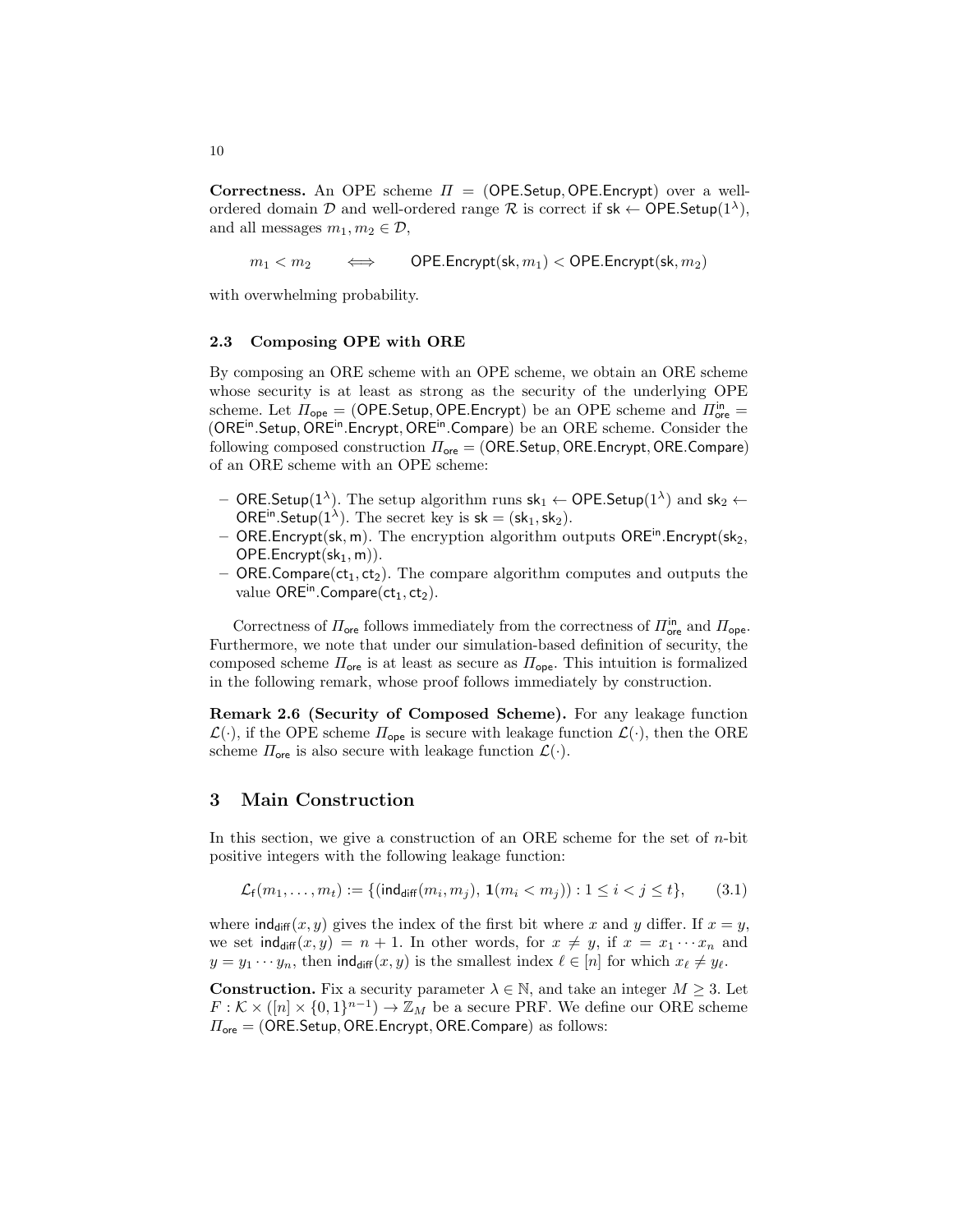**Correctness.** An OPE scheme $\Pi = (\mathsf{OPE.Setup}, \mathsf{OPE.Encrypt})$ over a well-ordered domain $\mathcal{D}$ and well-ordered range $\mathcal{R}$ is correct if $\mathsf{sk} \leftarrow \mathsf{OPE.Setup}(1^\lambda)$, and all messages $m_1, m_2 \in \mathcal{D}$,

$$m_1 < m_2 \qquad \Longleftrightarrow \qquad \mathsf{OPE.Encrypt}(\mathsf{sk}, m_1) < \mathsf{OPE.Encrypt}(\mathsf{sk}, m_2)$$

with overwhelming probability.

### 2.3 Composing OPE with ORE

By composing an ORE scheme with an OPE scheme, we obtain an ORE scheme whose security is at least as strong as the security of the underlying OPE scheme. Let $\Pi_{\mathsf{ope}} = (\mathsf{OPE.Setup}, \mathsf{OPE.Encrypt})$ be an OPE scheme and $\Pi_{\mathsf{ore}}^{\mathsf{in}} = (\mathsf{ORE^{in}.Setup}, \mathsf{ORE^{in}.Encrypt}, \mathsf{ORE^{in}.Compare})$ be an ORE scheme. Consider the following composed construction $\Pi_{\mathsf{ore}} = (\mathsf{ORE.Setup}, \mathsf{ORE.Encrypt}, \mathsf{ORE.Compare})$ of an ORE scheme with an OPE scheme:

- $\mathsf{ORE.Setup}(1^\lambda)$. The setup algorithm runs $\mathsf{sk}_1 \leftarrow \mathsf{OPE.Setup}(1^\lambda)$ and $\mathsf{sk}_2 \leftarrow \mathsf{ORE^{in}.Setup}(1^\lambda)$. The secret key is $\mathsf{sk} = (\mathsf{sk}_1, \mathsf{sk}_2)$.
- $\mathsf{ORE.Encrypt}(\mathsf{sk}, \mathsf{m})$. The encryption algorithm outputs $\mathsf{ORE^{in}.Encrypt}(\mathsf{sk}_2, \mathsf{OPE.Encrypt}(\mathsf{sk}_1, \mathsf{m}))$.
- $\mathsf{ORE.Compare}(\mathsf{ct}_1, \mathsf{ct}_2)$. The compare algorithm computes and outputs the value $\mathsf{ORE^{in}.Compare}(\mathsf{ct}_1, \mathsf{ct}_2)$.

Correctness of $\Pi_{\mathsf{ore}}$ follows immediately from the correctness of $\Pi_{\mathsf{ore}}^{\mathsf{in}}$ and $\Pi_{\mathsf{ope}}$. Furthermore, we note that under our simulation-based definition of security, the composed scheme $\Pi_{\mathsf{ore}}$ is at least as secure as $\Pi_{\mathsf{ope}}$. This intuition is formalized in the following remark, whose proof follows immediately by construction.

**Remark 2.6 (Security of Composed Scheme).** For any leakage function $\mathcal{L}(\cdot)$, if the OPE scheme $\Pi_{\mathsf{ope}}$ is secure with leakage function $\mathcal{L}(\cdot)$, then the ORE scheme $\Pi_{\mathsf{ore}}$ is also secure with leakage function $\mathcal{L}(\cdot)$.

## 3 Main Construction

In this section, we give a construction of an ORE scheme for the set of $n$-bit positive integers with the following leakage function:

$$\mathcal{L}_{\mathsf{f}}(m_1, \ldots, m_t) := \{(\mathsf{ind_{diff}}(m_i, m_j), \mathbf{1}(m_i < m_j)) : 1 \le i < j \le t\}, \qquad (3.1)$$

where $\mathsf{ind_{diff}}(x, y)$ gives the index of the first bit where $x$ and $y$ differ. If $x = y$, we set $\mathsf{ind_{diff}}(x, y) = n + 1$. In other words, for $x \neq y$, if $x = x_1 \cdots x_n$ and $y = y_1 \cdots y_n$, then $\mathsf{ind_{diff}}(x, y)$ is the smallest index $\ell \in [n]$ for which $x_\ell \neq y_\ell$.

**Construction.** Fix a security parameter $\lambda \in \mathbb{N}$, and take an integer $M \ge 3$. Let $F : \mathcal{K} \times ([n] \times \{0,1\}^{n-1}) \to \mathbb{Z}_M$ be a secure PRF. We define our ORE scheme $\Pi_{\mathsf{ore}} = (\mathsf{ORE.Setup}, \mathsf{ORE.Encrypt}, \mathsf{ORE.Compare})$ as follows: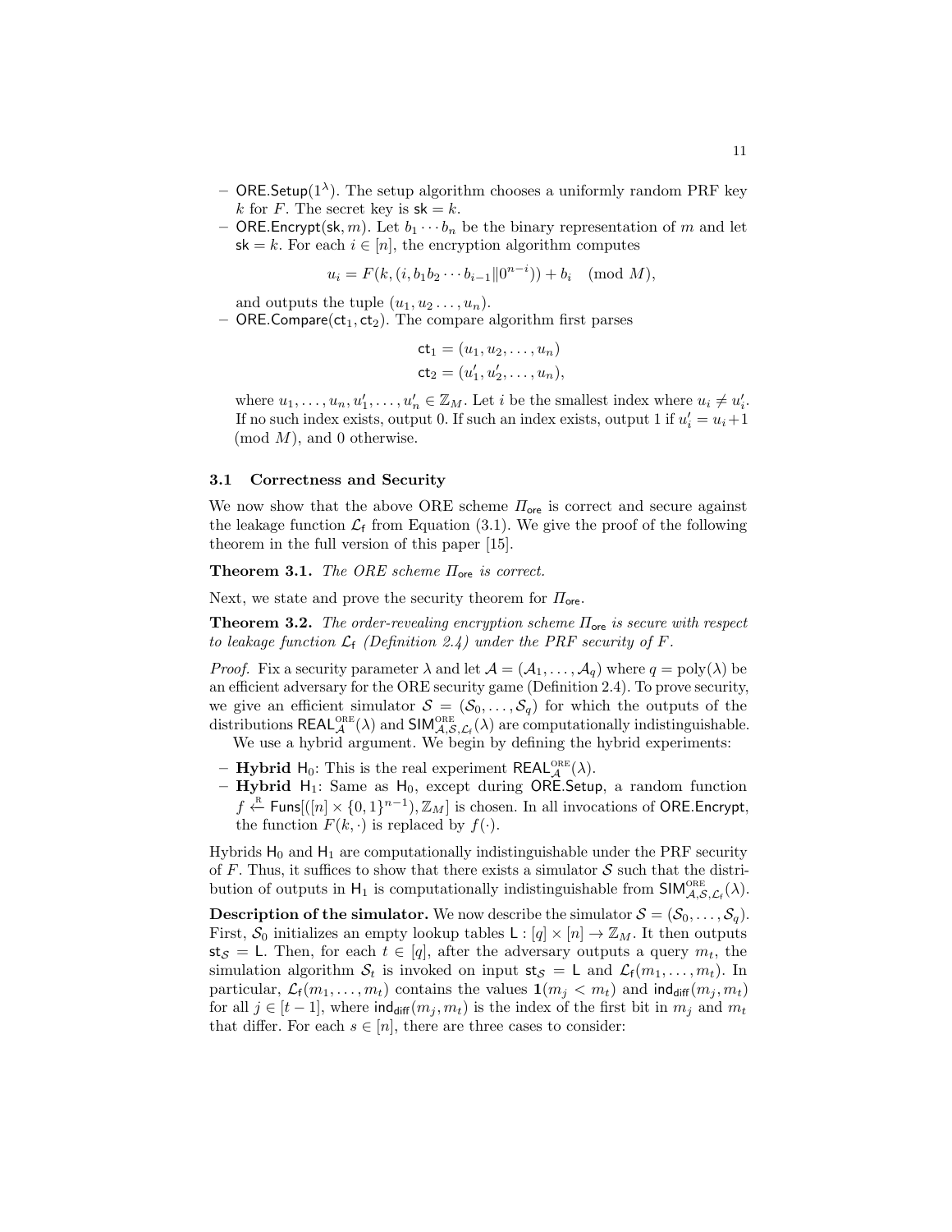- $\mathsf{ORE.Setup}(1^\lambda)$. The setup algorithm chooses a uniformly random PRF key $k$ for $F$. The secret key is $\mathsf{sk} = k$.
- $\mathsf{ORE.Encrypt}(\mathsf{sk}, m)$. Let $b_1 \cdots b_n$ be the binary representation of $m$ and let $\mathsf{sk} = k$. For each $i \in [n]$, the encryption algorithm computes

$$u_i = F(k, (i, b_1 b_2 \cdots b_{i-1} \| 0^{n-i})) + b_i \pmod{M},$$

  and outputs the tuple $(u_1, u_2 \ldots, u_n)$.
- $\mathsf{ORE.Compare}(\mathsf{ct}_1, \mathsf{ct}_2)$. The compare algorithm first parses

$$\begin{aligned} \mathsf{ct}_1 &= (u_1, u_2, \ldots, u_n) \\ \mathsf{ct}_2 &= (u'_1, u'_2, \ldots, u_n), \end{aligned}$$

  where $u_1, \ldots, u_n, u'_1, \ldots, u'_n \in \mathbb{Z}_M$. Let $i$ be the smallest index where $u_i \neq u'_i$. If no such index exists, output 0. If such an index exists, output 1 if $u'_i = u_i + 1 \pmod{M}$, and 0 otherwise.

### 3.1 Correctness and Security

We now show that the above ORE scheme $\Pi_{\mathsf{ore}}$ is correct and secure against the leakage function $\mathcal{L}_{\mathsf{f}}$ from Equation (3.1). We give the proof of the following theorem in the full version of this paper [15].

**Theorem 3.1.** *The ORE scheme $\Pi_{\mathsf{ore}}$ is correct.*

Next, we state and prove the security theorem for $\Pi_{\mathsf{ore}}$.

**Theorem 3.2.** *The order-revealing encryption scheme $\Pi_{\mathsf{ore}}$ is secure with respect to leakage function $\mathcal{L}_{\mathsf{f}}$ (Definition 2.4) under the PRF security of $F$.*

*Proof.* Fix a security parameter $\lambda$ and let $\mathcal{A} = (\mathcal{A}_1, \ldots, \mathcal{A}_q)$ where $q = \mathrm{poly}(\lambda)$ be an efficient adversary for the ORE security game (Definition 2.4). To prove security, we give an efficient simulator $\mathcal{S} = (\mathcal{S}_0, \ldots, \mathcal{S}_q)$ for which the outputs of the distributions $\mathsf{REAL}^{\mathrm{ORE}}_{\mathcal{A}}(\lambda)$ and $\mathsf{SIM}^{\mathrm{ORE}}_{\mathcal{A},\mathcal{S},\mathcal{L}_{\mathsf{f}}}(\lambda)$ are computationally indistinguishable.

We use a hybrid argument. We begin by defining the hybrid experiments:

- **Hybrid** $\mathsf{H}_0$: This is the real experiment $\mathsf{REAL}^{\mathrm{ORE}}_{\mathcal{A}}(\lambda)$.
- **Hybrid** $\mathsf{H}_1$: Same as $\mathsf{H}_0$, except during $\mathsf{ORE.Setup}$, a random function $f \xleftarrow{\mathrm{R}} \mathsf{Funs}[([n] \times \{0,1\}^{n-1}), \mathbb{Z}_M]$ is chosen. In all invocations of $\mathsf{ORE.Encrypt}$, the function $F(k, \cdot)$ is replaced by $f(\cdot)$.

Hybrids $\mathsf{H}_0$ and $\mathsf{H}_1$ are computationally indistinguishable under the PRF security of $F$. Thus, it suffices to show that there exists a simulator $\mathcal{S}$ such that the distribution of outputs in $\mathsf{H}_1$ is computationally indistinguishable from $\mathsf{SIM}^{\mathrm{ORE}}_{\mathcal{A},\mathcal{S},\mathcal{L}_{\mathsf{f}}}(\lambda)$.

**Description of the simulator.** We now describe the simulator $\mathcal{S} = (\mathcal{S}_0, \ldots, \mathcal{S}_q)$. First, $\mathcal{S}_0$ initializes an empty lookup tables $\mathsf{L} : [q] \times [n] \to \mathbb{Z}_M$. It then outputs $\mathsf{st}_{\mathcal{S}} = \mathsf{L}$. Then, for each $t \in [q]$, after the adversary outputs a query $m_t$, the simulation algorithm $\mathcal{S}_t$ is invoked on input $\mathsf{st}_{\mathcal{S}} = \mathsf{L}$ and $\mathcal{L}_{\mathsf{f}}(m_1, \ldots, m_t)$. In particular, $\mathcal{L}_{\mathsf{f}}(m_1, \ldots, m_t)$ contains the values $\mathbf{1}(m_j < m_t)$ and $\mathsf{ind}_{\mathsf{diff}}(m_j, m_t)$ for all $j \in [t-1]$, where $\mathsf{ind}_{\mathsf{diff}}(m_j, m_t)$ is the index of the first bit in $m_j$ and $m_t$ that differ. For each $s \in [n]$, there are three cases to consider: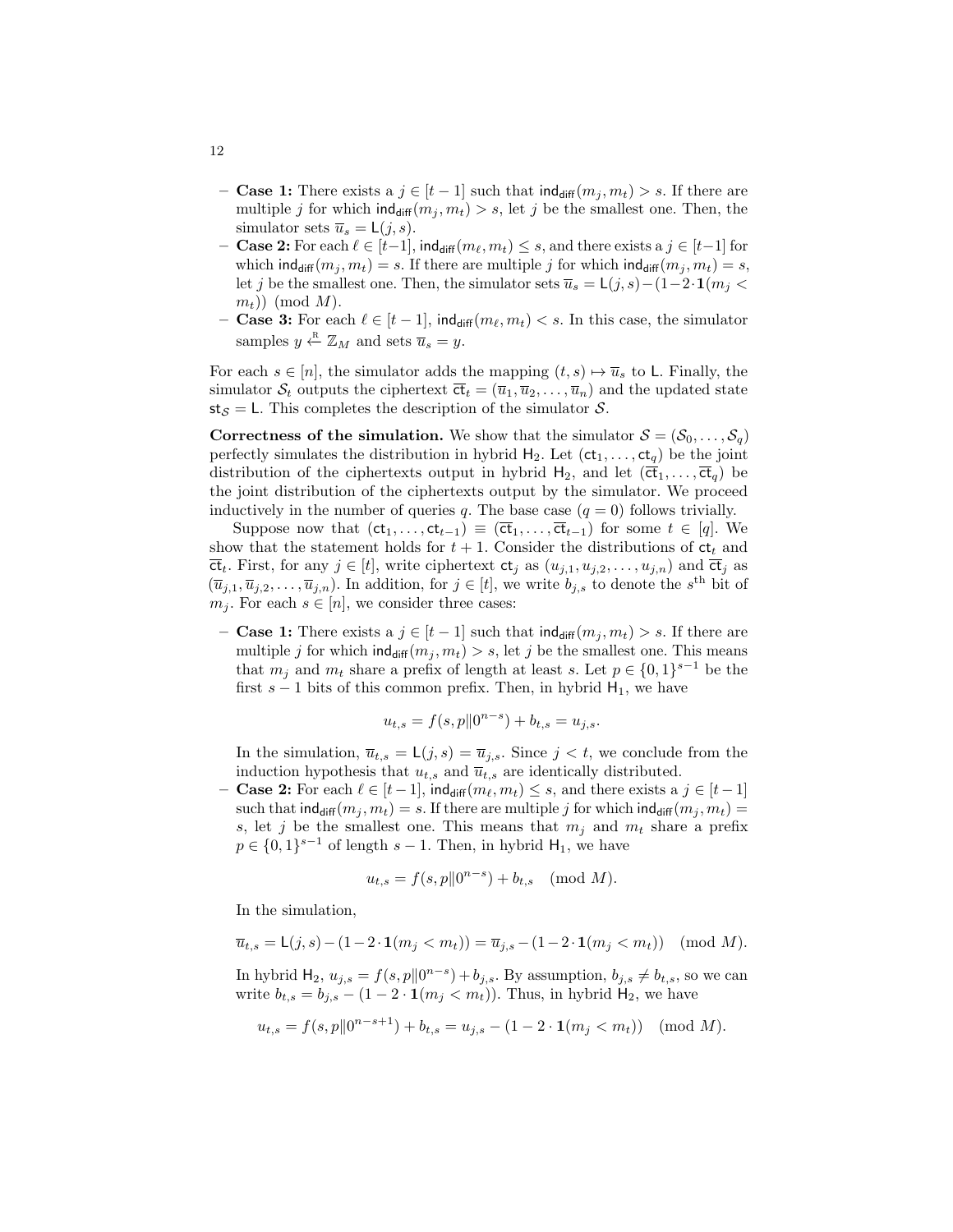- **Case 1:** There exists a $j \in [t-1]$ such that $\mathsf{ind}_{\mathsf{diff}}(m_j, m_t) > s$. If there are multiple $j$ for which $\mathsf{ind}_{\mathsf{diff}}(m_j, m_t) > s$, let $j$ be the smallest one. Then, the simulator sets $\overline{u}_s = \mathsf{L}(j, s)$.
- **Case 2:** For each $\ell \in [t-1]$, $\mathsf{ind}_{\mathsf{diff}}(m_\ell, m_t) \leq s$, and there exists a $j \in [t-1]$ for which $\mathsf{ind}_{\mathsf{diff}}(m_j, m_t) = s$. If there are multiple $j$ for which $\mathsf{ind}_{\mathsf{diff}}(m_j, m_t) = s$, let $j$ be the smallest one. Then, the simulator sets $\overline{u}_s = \mathsf{L}(j, s) - (1 - 2 \cdot \mathbf{1}(m_j < m_t)) \pmod{M}$.
- **Case 3:** For each $\ell \in [t-1]$, $\mathsf{ind}_{\mathsf{diff}}(m_\ell, m_t) < s$. In this case, the simulator samples $y \xleftarrow{\text{R}} \mathbb{Z}_M$ and sets $\overline{u}_s = y$.

For each $s \in [n]$, the simulator adds the mapping $(t, s) \mapsto \overline{u}_s$ to $\mathsf{L}$. Finally, the simulator $\mathcal{S}_t$ outputs the ciphertext $\overline{\mathsf{ct}}_t = (\overline{u}_1, \overline{u}_2, \ldots, \overline{u}_n)$ and the updated state $\mathsf{st}_{\mathcal{S}} = \mathsf{L}$. This completes the description of the simulator $\mathcal{S}$.

**Correctness of the simulation.** We show that the simulator $\mathcal{S} = (\mathcal{S}_0, \ldots, \mathcal{S}_q)$ perfectly simulates the distribution in hybrid $\mathsf{H}_2$. Let $(\mathsf{ct}_1, \ldots, \mathsf{ct}_q)$ be the joint distribution of the ciphertexts output in hybrid $\mathsf{H}_2$, and let $(\overline{\mathsf{ct}}_1, \ldots, \overline{\mathsf{ct}}_q)$ be the joint distribution of the ciphertexts output by the simulator. We proceed inductively in the number of queries $q$. The base case ($q = 0$) follows trivially.

Suppose now that $(\mathsf{ct}_1, \ldots, \mathsf{ct}_{t-1}) \equiv (\overline{\mathsf{ct}}_1, \ldots, \overline{\mathsf{ct}}_{t-1})$ for some $t \in [q]$. We show that the statement holds for $t + 1$. Consider the distributions of $\mathsf{ct}_t$ and $\overline{\mathsf{ct}}_t$. First, for any $j \in [t]$, write ciphertext $\mathsf{ct}_j$ as $(u_{j,1}, u_{j,2}, \ldots, u_{j,n})$ and $\overline{\mathsf{ct}}_j$ as $(\overline{u}_{j,1}, \overline{u}_{j,2}, \ldots, \overline{u}_{j,n})$. In addition, for $j \in [t]$, we write $b_{j,s}$ to denote the $s^{\text{th}}$ bit of $m_j$. For each $s \in [n]$, we consider three cases:

- **Case 1:** There exists a $j \in [t-1]$ such that $\mathsf{ind}_{\mathsf{diff}}(m_j, m_t) > s$. If there are multiple $j$ for which $\mathsf{ind}_{\mathsf{diff}}(m_j, m_t) > s$, let $j$ be the smallest one. This means that $m_j$ and $m_t$ share a prefix of length at least $s$. Let $p \in \{0,1\}^{s-1}$ be the first $s - 1$ bits of this common prefix. Then, in hybrid $\mathsf{H}_1$, we have

  $$u_{t,s} = f(s, p \| 0^{n-s}) + b_{t,s} = u_{j,s}.$$

  In the simulation, $\overline{u}_{t,s} = \mathsf{L}(j, s) = \overline{u}_{j,s}$. Since $j < t$, we conclude from the induction hypothesis that $u_{t,s}$ and $\overline{u}_{t,s}$ are identically distributed.
- **Case 2:** For each $\ell \in [t-1]$, $\mathsf{ind}_{\mathsf{diff}}(m_\ell, m_t) \leq s$, and there exists a $j \in [t-1]$ such that $\mathsf{ind}_{\mathsf{diff}}(m_j, m_t) = s$. If there are multiple $j$ for which $\mathsf{ind}_{\mathsf{diff}}(m_j, m_t) = s$, let $j$ be the smallest one. This means that $m_j$ and $m_t$ share a prefix $p \in \{0,1\}^{s-1}$ of length $s - 1$. Then, in hybrid $\mathsf{H}_1$, we have

  $$u_{t,s} = f(s, p \| 0^{n-s}) + b_{t,s} \pmod{M}.$$

  In the simulation,

  $$\overline{u}_{t,s} = \mathsf{L}(j, s) - (1 - 2 \cdot \mathbf{1}(m_j < m_t)) = \overline{u}_{j,s} - (1 - 2 \cdot \mathbf{1}(m_j < m_t)) \pmod{M}.$$

  In hybrid $\mathsf{H}_2$, $u_{j,s} = f(s, p \| 0^{n-s}) + b_{j,s}$. By assumption, $b_{j,s} \neq b_{t,s}$, so we can write $b_{t,s} = b_{j,s} - (1 - 2 \cdot \mathbf{1}(m_j < m_t))$. Thus, in hybrid $\mathsf{H}_2$, we have

  $$u_{t,s} = f(s, p \| 0^{n-s+1}) + b_{t,s} = u_{j,s} - (1 - 2 \cdot \mathbf{1}(m_j < m_t)) \pmod{M}.$$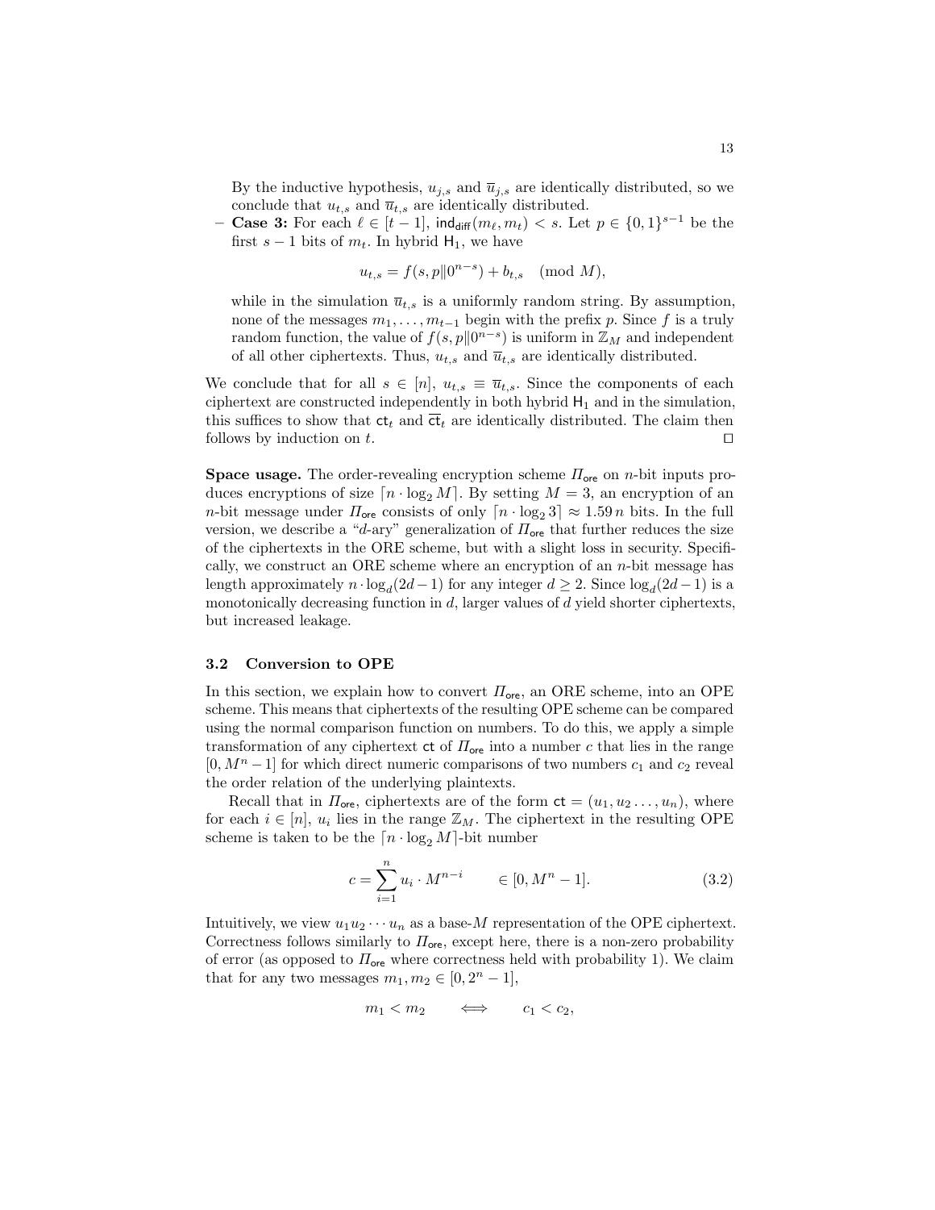By the inductive hypothesis, $u_{j,s}$ and $\overline{u}_{j,s}$ are identically distributed, so we conclude that $u_{t,s}$ and $\overline{u}_{t,s}$ are identically distributed.

– **Case 3:** For each $\ell \in [t-1]$, $\mathsf{ind}_{\mathsf{diff}}(m_\ell, m_t) < s$. Let $p \in \{0,1\}^{s-1}$ be the first $s-1$ bits of $m_t$. In hybrid $\mathsf{H}_1$, we have

$$u_{t,s} = f(s, p \| 0^{n-s}) + b_{t,s} \pmod{M},$$

while in the simulation $\overline{u}_{t,s}$ is a uniformly random string. By assumption, none of the messages $m_1, \ldots, m_{t-1}$ begin with the prefix $p$. Since $f$ is a truly random function, the value of $f(s, p\|0^{n-s})$ is uniform in $\mathbb{Z}_M$ and independent of all other ciphertexts. Thus, $u_{t,s}$ and $\overline{u}_{t,s}$ are identically distributed.

We conclude that for all $s \in [n]$, $u_{t,s} \equiv \overline{u}_{t,s}$. Since the components of each ciphertext are constructed independently in both hybrid $\mathsf{H}_1$ and in the simulation, this suffices to show that $\mathsf{ct}_t$ and $\overline{\mathsf{ct}}_t$ are identically distributed. The claim then follows by induction on $t$. ◻

**Space usage.** The order-revealing encryption scheme $\Pi_{\mathsf{ore}}$ on $n$-bit inputs produces encryptions of size $\lceil n \cdot \log_2 M \rceil$. By setting $M = 3$, an encryption of an $n$-bit message under $\Pi_{\mathsf{ore}}$ consists of only $\lceil n \cdot \log_2 3 \rceil \approx 1.59\, n$ bits. In the full version, we describe a "$d$-ary" generalization of $\Pi_{\mathsf{ore}}$ that further reduces the size of the ciphertexts in the ORE scheme, but with a slight loss in security. Specifically, we construct an ORE scheme where an encryption of an $n$-bit message has length approximately $n \cdot \log_d(2d-1)$ for any integer $d \geq 2$. Since $\log_d(2d-1)$ is a monotonically decreasing function in $d$, larger values of $d$ yield shorter ciphertexts, but increased leakage.

### 3.2 Conversion to OPE

In this section, we explain how to convert $\Pi_{\mathsf{ore}}$, an ORE scheme, into an OPE scheme. This means that ciphertexts of the resulting OPE scheme can be compared using the normal comparison function on numbers. To do this, we apply a simple transformation of any ciphertext $\mathsf{ct}$ of $\Pi_{\mathsf{ore}}$ into a number $c$ that lies in the range $[0, M^n - 1]$ for which direct numeric comparisons of two numbers $c_1$ and $c_2$ reveal the order relation of the underlying plaintexts.

Recall that in $\Pi_{\mathsf{ore}}$, ciphertexts are of the form $\mathsf{ct} = (u_1, u_2 \ldots, u_n)$, where for each $i \in [n]$, $u_i$ lies in the range $\mathbb{Z}_M$. The ciphertext in the resulting OPE scheme is taken to be the $\lceil n \cdot \log_2 M \rceil$-bit number

$$c = \sum_{i=1}^{n} u_i \cdot M^{n-i} \qquad \in [0, M^n - 1]. \tag{3.2}$$

Intuitively, we view $u_1 u_2 \cdots u_n$ as a base-$M$ representation of the OPE ciphertext. Correctness follows similarly to $\Pi_{\mathsf{ore}}$, except here, there is a non-zero probability of error (as opposed to $\Pi_{\mathsf{ore}}$ where correctness held with probability 1). We claim that for any two messages $m_1, m_2 \in [0, 2^n - 1]$,

$$m_1 < m_2 \qquad \Longleftrightarrow \qquad c_1 < c_2,$$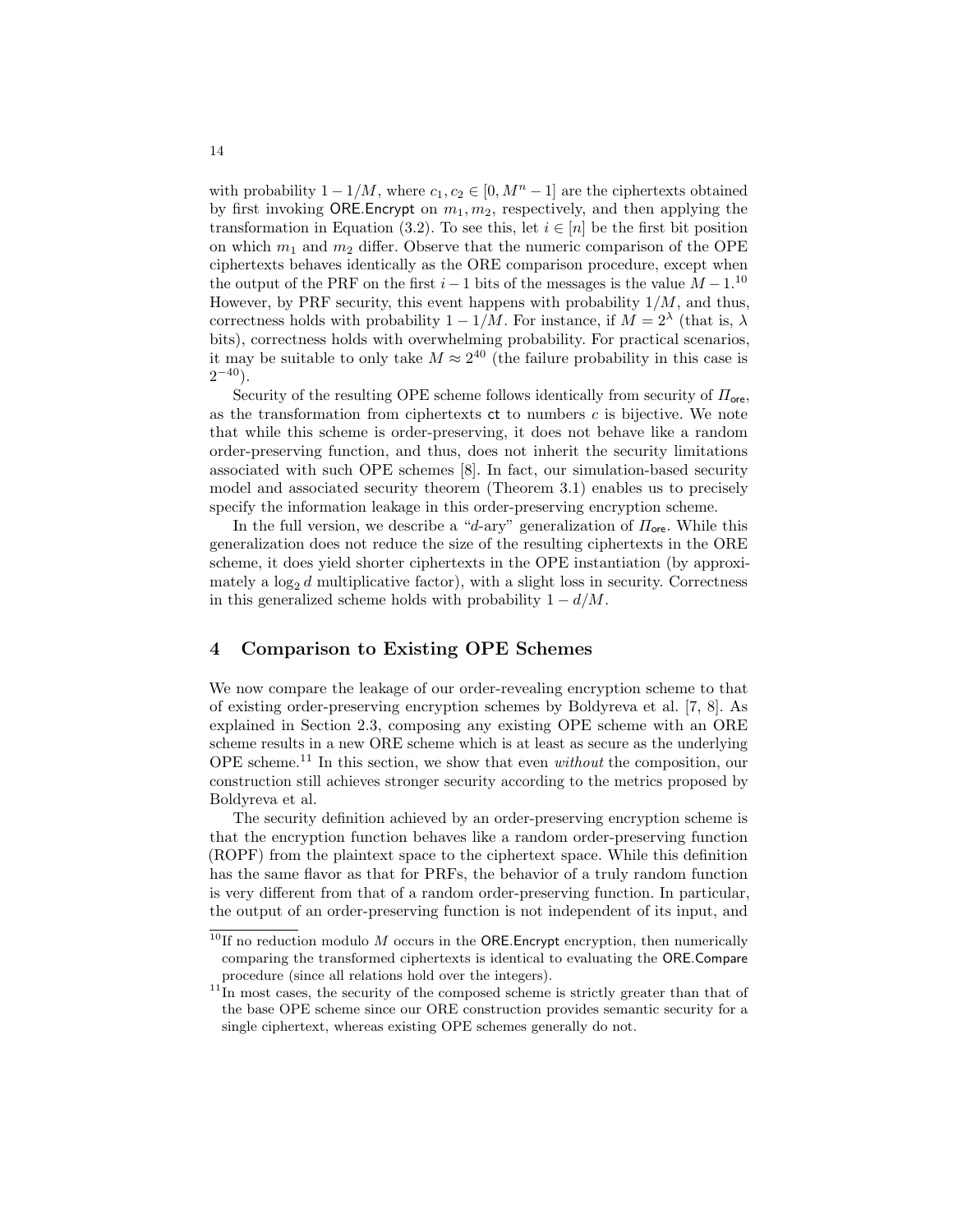with probability $1 - 1/M$, where $c_1, c_2 \in [0, M^n - 1]$ are the ciphertexts obtained by first invoking $\mathsf{ORE.Encrypt}$ on $m_1, m_2$, respectively, and then applying the transformation in Equation (3.2). To see this, let $i \in [n]$ be the first bit position on which $m_1$ and $m_2$ differ. Observe that the numeric comparison of the OPE ciphertexts behaves identically as the ORE comparison procedure, except when the output of the PRF on the first $i - 1$ bits of the messages is the value $M - 1$.[10] However, by PRF security, this event happens with probability $1/M$, and thus, correctness holds with probability $1 - 1/M$. For instance, if $M = 2^\lambda$ (that is, $\lambda$ bits), correctness holds with overwhelming probability. For practical scenarios, it may be suitable to only take $M \approx 2^{40}$ (the failure probability in this case is $2^{-40}$).

Security of the resulting OPE scheme follows identically from security of $\Pi_{\mathsf{ore}}$, as the transformation from ciphertexts $\mathsf{ct}$ to numbers $c$ is bijective. We note that while this scheme is order-preserving, it does not behave like a random order-preserving function, and thus, does not inherit the security limitations associated with such OPE schemes [8]. In fact, our simulation-based security model and associated security theorem (Theorem 3.1) enables us to precisely specify the information leakage in this order-preserving encryption scheme.

In the full version, we describe a "$d$-ary" generalization of $\Pi_{\mathsf{ore}}$. While this generalization does not reduce the size of the resulting ciphertexts in the ORE scheme, it does yield shorter ciphertexts in the OPE instantiation (by approximately a $\log_2 d$ multiplicative factor), with a slight loss in security. Correctness in this generalized scheme holds with probability $1 - d/M$.

## 4 Comparison to Existing OPE Schemes

We now compare the leakage of our order-revealing encryption scheme to that of existing order-preserving encryption schemes by Boldyreva et al. [7, 8]. As explained in Section 2.3, composing any existing OPE scheme with an ORE scheme results in a new ORE scheme which is at least as secure as the underlying OPE scheme.[11] In this section, we show that even *without* the composition, our construction still achieves stronger security according to the metrics proposed by Boldyreva et al.

The security definition achieved by an order-preserving encryption scheme is that the encryption function behaves like a random order-preserving function (ROPF) from the plaintext space to the ciphertext space. While this definition has the same flavor as that for PRFs, the behavior of a truly random function is very different from that of a random order-preserving function. In particular, the output of an order-preserving function is not independent of its input, and

[10] If no reduction modulo $M$ occurs in the $\mathsf{ORE.Encrypt}$ encryption, then numerically comparing the transformed ciphertexts is identical to evaluating the $\mathsf{ORE.Compare}$ procedure (since all relations hold over the integers).

[11] In most cases, the security of the composed scheme is strictly greater than that of the base OPE scheme since our ORE construction provides semantic security for a single ciphertext, whereas existing OPE schemes generally do not.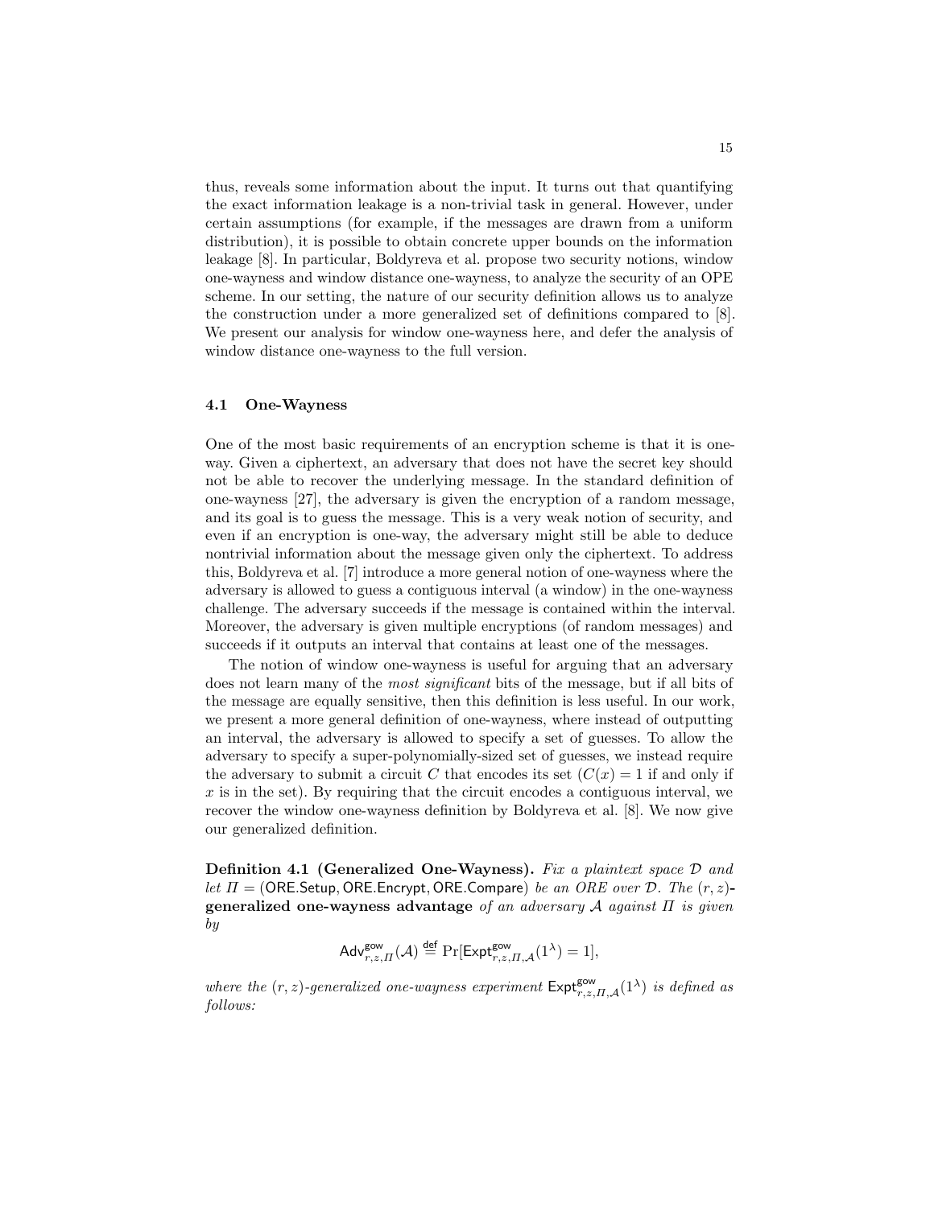thus, reveals some information about the input. It turns out that quantifying the exact information leakage is a non-trivial task in general. However, under certain assumptions (for example, if the messages are drawn from a uniform distribution), it is possible to obtain concrete upper bounds on the information leakage [8]. In particular, Boldyreva et al. propose two security notions, window one-wayness and window distance one-wayness, to analyze the security of an OPE scheme. In our setting, the nature of our security definition allows us to analyze the construction under a more generalized set of definitions compared to [8]. We present our analysis for window one-wayness here, and defer the analysis of window distance one-wayness to the full version.

### 4.1 One-Wayness

One of the most basic requirements of an encryption scheme is that it is one-way. Given a ciphertext, an adversary that does not have the secret key should not be able to recover the underlying message. In the standard definition of one-wayness [27], the adversary is given the encryption of a random message, and its goal is to guess the message. This is a very weak notion of security, and even if an encryption is one-way, the adversary might still be able to deduce nontrivial information about the message given only the ciphertext. To address this, Boldyreva et al. [7] introduce a more general notion of one-wayness where the adversary is allowed to guess a contiguous interval (a window) in the one-wayness challenge. The adversary succeeds if the message is contained within the interval. Moreover, the adversary is given multiple encryptions (of random messages) and succeeds if it outputs an interval that contains at least one of the messages.

The notion of window one-wayness is useful for arguing that an adversary does not learn many of the *most significant* bits of the message, but if all bits of the message are equally sensitive, then this definition is less useful. In our work, we present a more general definition of one-wayness, where instead of outputting an interval, the adversary is allowed to specify a set of guesses. To allow the adversary to specify a super-polynomially-sized set of guesses, we instead require the adversary to submit a circuit $C$ that encodes its set ($C(x) = 1$ if and only if $x$ is in the set). By requiring that the circuit encodes a contiguous interval, we recover the window one-wayness definition by Boldyreva et al. [8]. We now give our generalized definition.

**Definition 4.1 (Generalized One-Wayness).** *Fix a plaintext space $\mathcal{D}$ and let $\Pi = (\mathsf{ORE.Setup}, \mathsf{ORE.Encrypt}, \mathsf{ORE.Compare})$ be an ORE over $\mathcal{D}$. The $(r, z)$-* **generalized one-wayness advantage** *of an adversary $\mathcal{A}$ against $\Pi$ is given by*

$$\mathsf{Adv}^{\mathsf{gow}}_{r,z,\Pi}(\mathcal{A}) \stackrel{\mathsf{def}}{=} \Pr[\mathsf{Expt}^{\mathsf{gow}}_{r,z,\Pi,\mathcal{A}}(1^\lambda) = 1],$$

*where the $(r, z)$-generalized one-wayness experiment $\mathsf{Expt}^{\mathsf{gow}}_{r,z,\Pi,\mathcal{A}}(1^\lambda)$ is defined as follows:*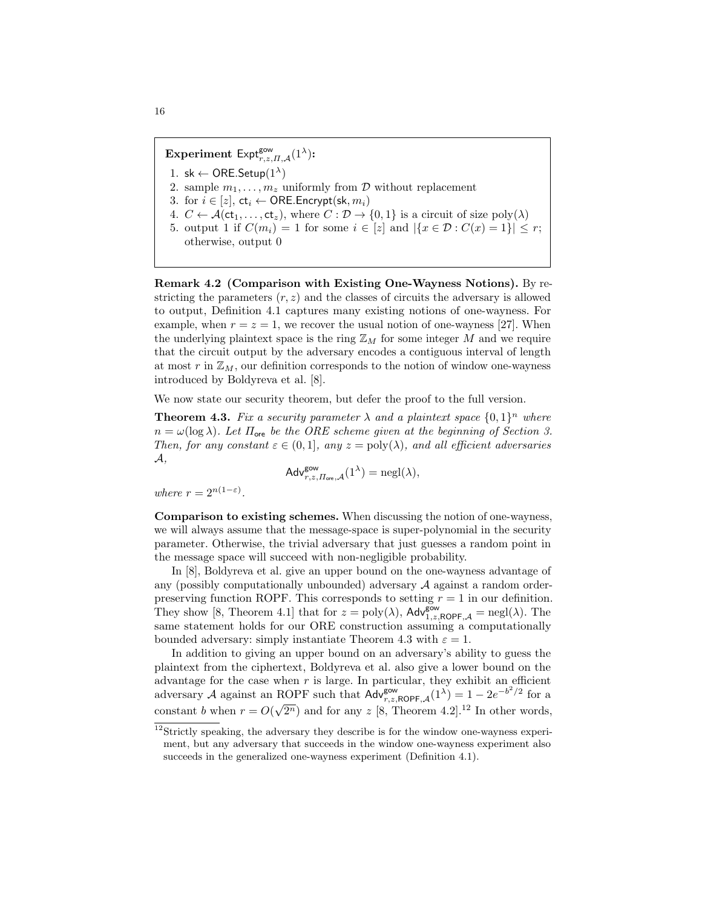**Experiment** $\mathsf{Expt}^{\mathsf{gow}}_{r,z,\Pi,\mathcal{A}}(1^\lambda)$**:**

1. $\mathsf{sk} \leftarrow \mathsf{ORE.Setup}(1^\lambda)$
2. sample $m_1, \ldots, m_z$ uniformly from $\mathcal{D}$ without replacement
3. for $i \in [z]$, $\mathsf{ct}_i \leftarrow \mathsf{ORE.Encrypt}(\mathsf{sk}, m_i)$
4. $C \leftarrow \mathcal{A}(\mathsf{ct}_1, \ldots, \mathsf{ct}_z)$, where $C : \mathcal{D} \to \{0, 1\}$ is a circuit of size $\mathrm{poly}(\lambda)$
5. output 1 if $C(m_i) = 1$ for some $i \in [z]$ and $|\{x \in \mathcal{D} : C(x) = 1\}| \le r$; otherwise, output 0

**Remark 4.2 (Comparison with Existing One-Wayness Notions).** By restricting the parameters $(r, z)$ and the classes of circuits the adversary is allowed to output, Definition 4.1 captures many existing notions of one-wayness. For example, when $r = z = 1$, we recover the usual notion of one-wayness [27]. When the underlying plaintext space is the ring $\mathbb{Z}_M$ for some integer $M$ and we require that the circuit output by the adversary encodes a contiguous interval of length at most $r$ in $\mathbb{Z}_M$, our definition corresponds to the notion of window one-wayness introduced by Boldyreva et al. [8].

We now state our security theorem, but defer the proof to the full version.

**Theorem 4.3.** *Fix a security parameter $\lambda$ and a plaintext space $\{0,1\}^n$ where $n = \omega(\log \lambda)$. Let $\Pi_{\mathsf{ore}}$ be the ORE scheme given at the beginning of Section 3. Then, for any constant $\varepsilon \in (0, 1]$, any $z = \mathrm{poly}(\lambda)$, and all efficient adversaries $\mathcal{A}$,*

$$\mathsf{Adv}^{\mathsf{gow}}_{r,z,\Pi_{\mathsf{ore}},\mathcal{A}}(1^\lambda) = \mathrm{negl}(\lambda),$$

*where $r = 2^{n(1-\varepsilon)}$.*

**Comparison to existing schemes.** When discussing the notion of one-wayness, we will always assume that the message-space is super-polynomial in the security parameter. Otherwise, the trivial adversary that just guesses a random point in the message space will succeed with non-negligible probability.

In [8], Boldyreva et al. give an upper bound on the one-wayness advantage of any (possibly computationally unbounded) adversary $\mathcal{A}$ against a random order-preserving function ROPF. This corresponds to setting $r = 1$ in our definition. They show [8, Theorem 4.1] that for $z = \mathrm{poly}(\lambda)$, $\mathsf{Adv}^{\mathsf{gow}}_{1,z,\mathsf{ROPF},\mathcal{A}} = \mathrm{negl}(\lambda)$. The same statement holds for our ORE construction assuming a computationally bounded adversary: simply instantiate Theorem 4.3 with $\varepsilon = 1$.

In addition to giving an upper bound on an adversary's ability to guess the plaintext from the ciphertext, Boldyreva et al. also give a lower bound on the advantage for the case when $r$ is large. In particular, they exhibit an efficient adversary $\mathcal{A}$ against an ROPF such that $\mathsf{Adv}^{\mathsf{gow}}_{r,z,\mathsf{ROPF},\mathcal{A}}(1^\lambda) = 1 - 2e^{-b^2/2}$ for a constant $b$ when $r = O(\sqrt{2^n})$ and for any $z$ [8, Theorem 4.2].[12] In other words,

[12] Strictly speaking, the adversary they describe is for the window one-wayness experiment, but any adversary that succeeds in the window one-wayness experiment also succeeds in the generalized one-wayness experiment (Definition 4.1).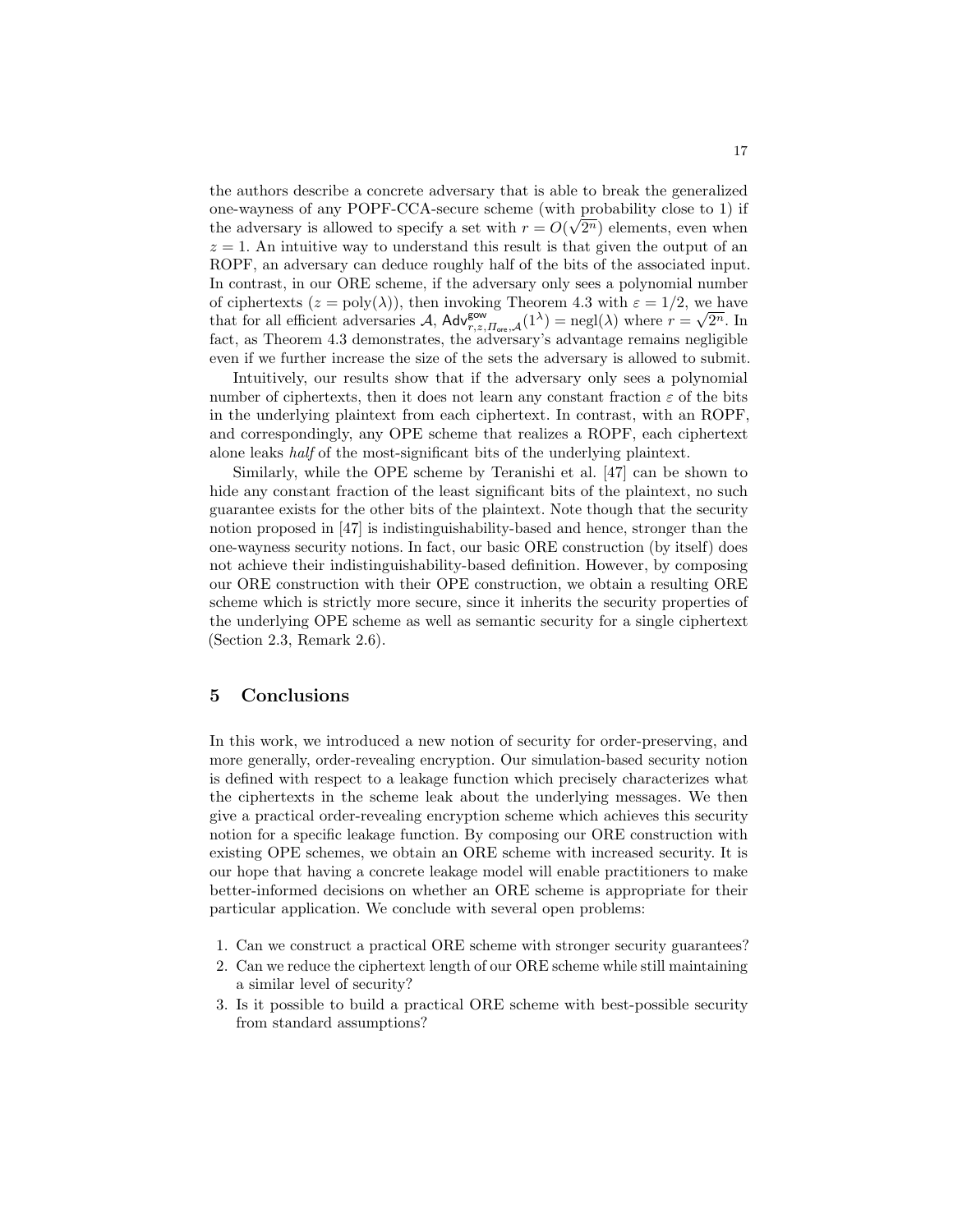the authors describe a concrete adversary that is able to break the generalized one-wayness of any POPF-CCA-secure scheme (with probability close to 1) if the adversary is allowed to specify a set with $r = O(\sqrt{2^n})$ elements, even when $z = 1$. An intuitive way to understand this result is that given the output of an ROPF, an adversary can deduce roughly half of the bits of the associated input. In contrast, in our ORE scheme, if the adversary only sees a polynomial number of ciphertexts ($z = \text{poly}(\lambda)$), then invoking Theorem 4.3 with $\varepsilon = 1/2$, we have that for all efficient adversaries $\mathcal{A}$, $\mathsf{Adv}^{\mathsf{gow}}_{r,z,\Pi_{\mathsf{ore}},\mathcal{A}}(1^\lambda) = \text{negl}(\lambda)$ where $r = \sqrt{2^n}$. In fact, as Theorem 4.3 demonstrates, the adversary's advantage remains negligible even if we further increase the size of the sets the adversary is allowed to submit.

Intuitively, our results show that if the adversary only sees a polynomial number of ciphertexts, then it does not learn any constant fraction $\varepsilon$ of the bits in the underlying plaintext from each ciphertext. In contrast, with an ROPF, and correspondingly, any OPE scheme that realizes a ROPF, each ciphertext alone leaks *half* of the most-significant bits of the underlying plaintext.

Similarly, while the OPE scheme by Teranishi et al. [47] can be shown to hide any constant fraction of the least significant bits of the plaintext, no such guarantee exists for the other bits of the plaintext. Note though that the security notion proposed in [47] is indistinguishability-based and hence, stronger than the one-wayness security notions. In fact, our basic ORE construction (by itself) does not achieve their indistinguishability-based definition. However, by composing our ORE construction with their OPE construction, we obtain a resulting ORE scheme which is strictly more secure, since it inherits the security properties of the underlying OPE scheme as well as semantic security for a single ciphertext (Section 2.3, Remark 2.6).

## 5 Conclusions

In this work, we introduced a new notion of security for order-preserving, and more generally, order-revealing encryption. Our simulation-based security notion is defined with respect to a leakage function which precisely characterizes what the ciphertexts in the scheme leak about the underlying messages. We then give a practical order-revealing encryption scheme which achieves this security notion for a specific leakage function. By composing our ORE construction with existing OPE schemes, we obtain an ORE scheme with increased security. It is our hope that having a concrete leakage model will enable practitioners to make better-informed decisions on whether an ORE scheme is appropriate for their particular application. We conclude with several open problems:

1. Can we construct a practical ORE scheme with stronger security guarantees?
2. Can we reduce the ciphertext length of our ORE scheme while still maintaining a similar level of security?
3. Is it possible to build a practical ORE scheme with best-possible security from standard assumptions?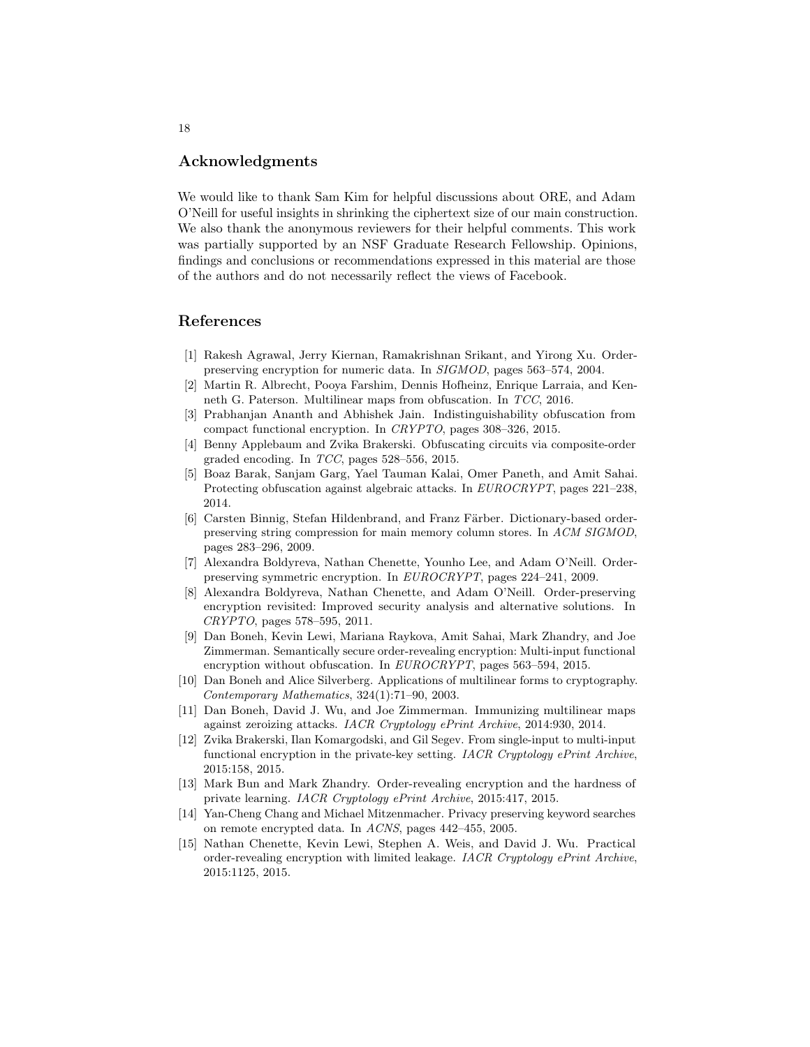## Acknowledgments

We would like to thank Sam Kim for helpful discussions about ORE, and Adam O'Neill for useful insights in shrinking the ciphertext size of our main construction. We also thank the anonymous reviewers for their helpful comments. This work was partially supported by an NSF Graduate Research Fellowship. Opinions, findings and conclusions or recommendations expressed in this material are those of the authors and do not necessarily reflect the views of Facebook.

## References

1. Rakesh Agrawal, Jerry Kiernan, Ramakrishnan Srikant, and Yirong Xu. Order-preserving encryption for numeric data. In *SIGMOD*, pages 563–574, 2004.
2. Martin R. Albrecht, Pooya Farshim, Dennis Hofheinz, Enrique Larraia, and Kenneth G. Paterson. Multilinear maps from obfuscation. In *TCC*, 2016.
3. Prabhanjan Ananth and Abhishek Jain. Indistinguishability obfuscation from compact functional encryption. In *CRYPTO*, pages 308–326, 2015.
4. Benny Applebaum and Zvika Brakerski. Obfuscating circuits via composite-order graded encoding. In *TCC*, pages 528–556, 2015.
5. Boaz Barak, Sanjam Garg, Yael Tauman Kalai, Omer Paneth, and Amit Sahai. Protecting obfuscation against algebraic attacks. In *EUROCRYPT*, pages 221–238, 2014.
6. Carsten Binnig, Stefan Hildenbrand, and Franz Färber. Dictionary-based order-preserving string compression for main memory column stores. In *ACM SIGMOD*, pages 283–296, 2009.
7. Alexandra Boldyreva, Nathan Chenette, Younho Lee, and Adam O'Neill. Order-preserving symmetric encryption. In *EUROCRYPT*, pages 224–241, 2009.
8. Alexandra Boldyreva, Nathan Chenette, and Adam O'Neill. Order-preserving encryption revisited: Improved security analysis and alternative solutions. In *CRYPTO*, pages 578–595, 2011.
9. Dan Boneh, Kevin Lewi, Mariana Raykova, Amit Sahai, Mark Zhandry, and Joe Zimmerman. Semantically secure order-revealing encryption: Multi-input functional encryption without obfuscation. In *EUROCRYPT*, pages 563–594, 2015.
10. Dan Boneh and Alice Silverberg. Applications of multilinear forms to cryptography. *Contemporary Mathematics*, 324(1):71–90, 2003.
11. Dan Boneh, David J. Wu, and Joe Zimmerman. Immunizing multilinear maps against zeroizing attacks. *IACR Cryptology ePrint Archive*, 2014:930, 2014.
12. Zvika Brakerski, Ilan Komargodski, and Gil Segev. From single-input to multi-input functional encryption in the private-key setting. *IACR Cryptology ePrint Archive*, 2015:158, 2015.
13. Mark Bun and Mark Zhandry. Order-revealing encryption and the hardness of private learning. *IACR Cryptology ePrint Archive*, 2015:417, 2015.
14. Yan-Cheng Chang and Michael Mitzenmacher. Privacy preserving keyword searches on remote encrypted data. In *ACNS*, pages 442–455, 2005.
15. Nathan Chenette, Kevin Lewi, Stephen A. Weis, and David J. Wu. Practical order-revealing encryption with limited leakage. *IACR Cryptology ePrint Archive*, 2015:1125, 2015.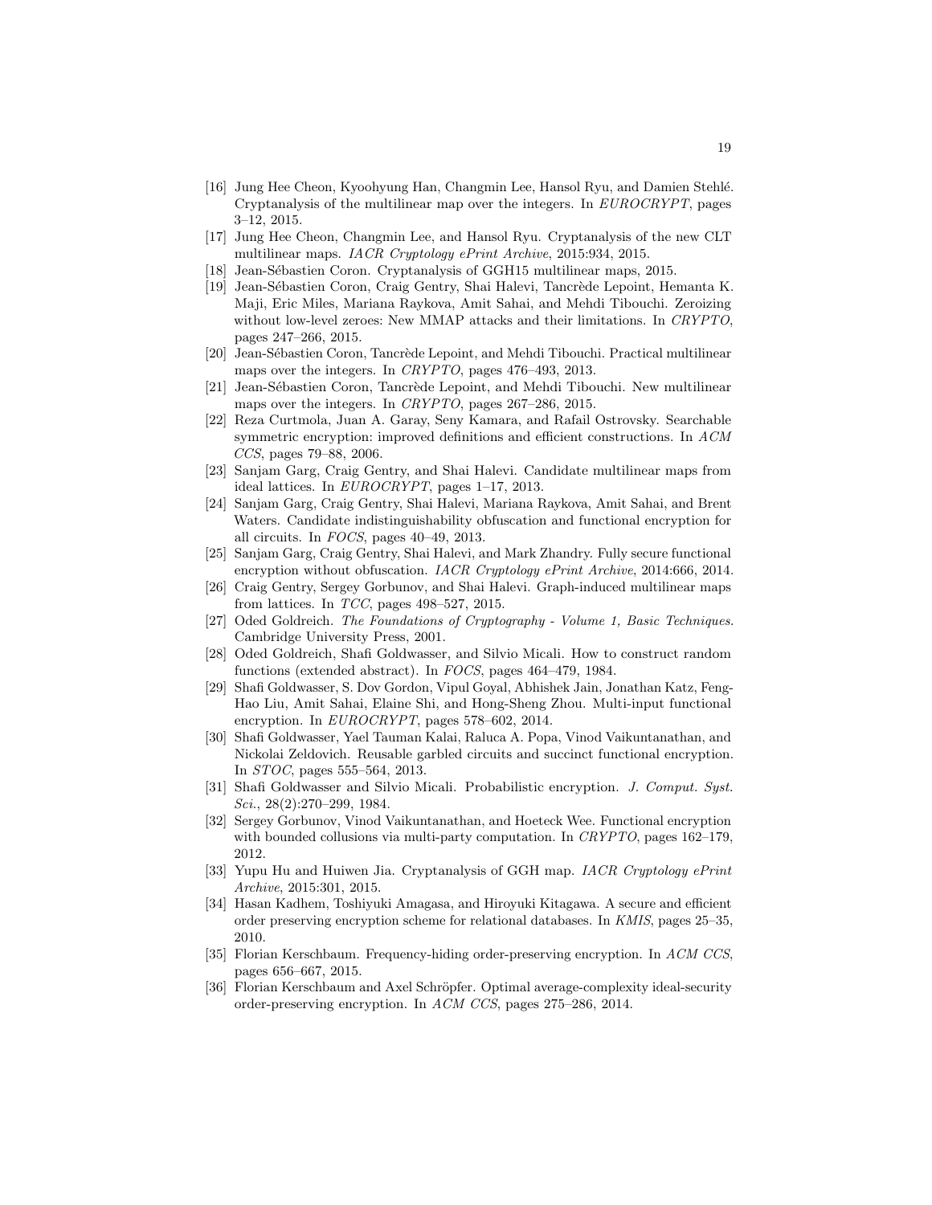[16] Jung Hee Cheon, Kyoohyung Han, Changmin Lee, Hansol Ryu, and Damien Stehlé. Cryptanalysis of the multilinear map over the integers. In *EUROCRYPT*, pages 3–12, 2015.

[17] Jung Hee Cheon, Changmin Lee, and Hansol Ryu. Cryptanalysis of the new CLT multilinear maps. *IACR Cryptology ePrint Archive*, 2015:934, 2015.

[18] Jean-Sébastien Coron. Cryptanalysis of GGH15 multilinear maps, 2015.

[19] Jean-Sébastien Coron, Craig Gentry, Shai Halevi, Tancrède Lepoint, Hemanta K. Maji, Eric Miles, Mariana Raykova, Amit Sahai, and Mehdi Tibouchi. Zeroizing without low-level zeroes: New MMAP attacks and their limitations. In *CRYPTO*, pages 247–266, 2015.

[20] Jean-Sébastien Coron, Tancrède Lepoint, and Mehdi Tibouchi. Practical multilinear maps over the integers. In *CRYPTO*, pages 476–493, 2013.

[21] Jean-Sébastien Coron, Tancrède Lepoint, and Mehdi Tibouchi. New multilinear maps over the integers. In *CRYPTO*, pages 267–286, 2015.

[22] Reza Curtmola, Juan A. Garay, Seny Kamara, and Rafail Ostrovsky. Searchable symmetric encryption: improved definitions and efficient constructions. In *ACM CCS*, pages 79–88, 2006.

[23] Sanjam Garg, Craig Gentry, and Shai Halevi. Candidate multilinear maps from ideal lattices. In *EUROCRYPT*, pages 1–17, 2013.

[24] Sanjam Garg, Craig Gentry, Shai Halevi, Mariana Raykova, Amit Sahai, and Brent Waters. Candidate indistinguishability obfuscation and functional encryption for all circuits. In *FOCS*, pages 40–49, 2013.

[25] Sanjam Garg, Craig Gentry, Shai Halevi, and Mark Zhandry. Fully secure functional encryption without obfuscation. *IACR Cryptology ePrint Archive*, 2014:666, 2014.

[26] Craig Gentry, Sergey Gorbunov, and Shai Halevi. Graph-induced multilinear maps from lattices. In *TCC*, pages 498–527, 2015.

[27] Oded Goldreich. *The Foundations of Cryptography - Volume 1, Basic Techniques*. Cambridge University Press, 2001.

[28] Oded Goldreich, Shafi Goldwasser, and Silvio Micali. How to construct random functions (extended abstract). In *FOCS*, pages 464–479, 1984.

[29] Shafi Goldwasser, S. Dov Gordon, Vipul Goyal, Abhishek Jain, Jonathan Katz, Feng-Hao Liu, Amit Sahai, Elaine Shi, and Hong-Sheng Zhou. Multi-input functional encryption. In *EUROCRYPT*, pages 578–602, 2014.

[30] Shafi Goldwasser, Yael Tauman Kalai, Raluca A. Popa, Vinod Vaikuntanathan, and Nickolai Zeldovich. Reusable garbled circuits and succinct functional encryption. In *STOC*, pages 555–564, 2013.

[31] Shafi Goldwasser and Silvio Micali. Probabilistic encryption. *J. Comput. Syst. Sci.*, 28(2):270–299, 1984.

[32] Sergey Gorbunov, Vinod Vaikuntanathan, and Hoeteck Wee. Functional encryption with bounded collusions via multi-party computation. In *CRYPTO*, pages 162–179, 2012.

[33] Yupu Hu and Huiwen Jia. Cryptanalysis of GGH map. *IACR Cryptology ePrint Archive*, 2015:301, 2015.

[34] Hasan Kadhem, Toshiyuki Amagasa, and Hiroyuki Kitagawa. A secure and efficient order preserving encryption scheme for relational databases. In *KMIS*, pages 25–35, 2010.

[35] Florian Kerschbaum. Frequency-hiding order-preserving encryption. In *ACM CCS*, pages 656–667, 2015.

[36] Florian Kerschbaum and Axel Schröpfer. Optimal average-complexity ideal-security order-preserving encryption. In *ACM CCS*, pages 275–286, 2014.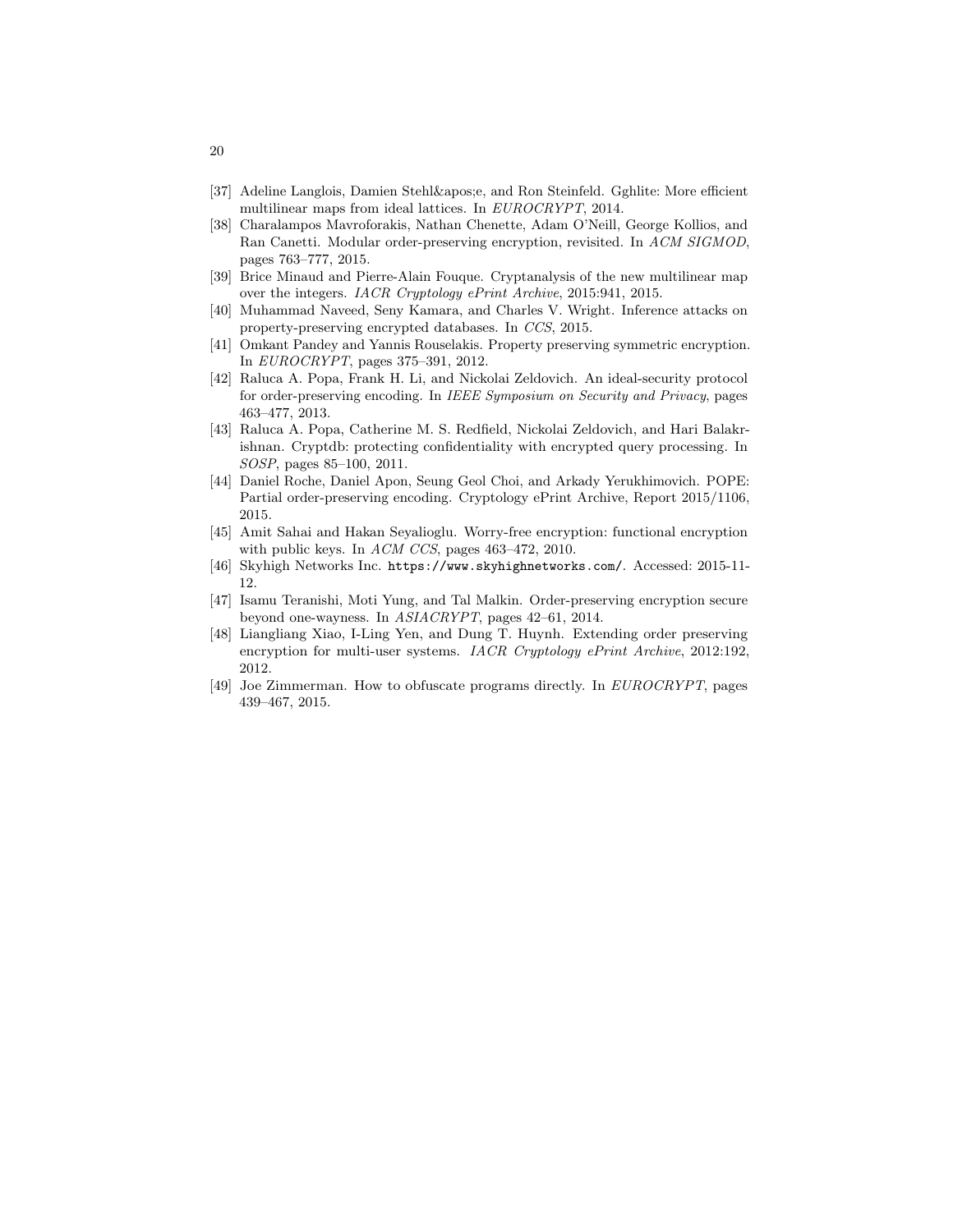[37] Adeline Langlois, Damien Stehl&apos;e, and Ron Steinfeld. Gghlite: More efficient multilinear maps from ideal lattices. In *EUROCRYPT*, 2014.

[38] Charalampos Mavroforakis, Nathan Chenette, Adam O'Neill, George Kollios, and Ran Canetti. Modular order-preserving encryption, revisited. In *ACM SIGMOD*, pages 763–777, 2015.

[39] Brice Minaud and Pierre-Alain Fouque. Cryptanalysis of the new multilinear map over the integers. *IACR Cryptology ePrint Archive*, 2015:941, 2015.

[40] Muhammad Naveed, Seny Kamara, and Charles V. Wright. Inference attacks on property-preserving encrypted databases. In *CCS*, 2015.

[41] Omkant Pandey and Yannis Rouselakis. Property preserving symmetric encryption. In *EUROCRYPT*, pages 375–391, 2012.

[42] Raluca A. Popa, Frank H. Li, and Nickolai Zeldovich. An ideal-security protocol for order-preserving encoding. In *IEEE Symposium on Security and Privacy*, pages 463–477, 2013.

[43] Raluca A. Popa, Catherine M. S. Redfield, Nickolai Zeldovich, and Hari Balakrishnan. Cryptdb: protecting confidentiality with encrypted query processing. In *SOSP*, pages 85–100, 2011.

[44] Daniel Roche, Daniel Apon, Seung Geol Choi, and Arkady Yerukhimovich. POPE: Partial order-preserving encoding. Cryptology ePrint Archive, Report 2015/1106, 2015.

[45] Amit Sahai and Hakan Seyalioglu. Worry-free encryption: functional encryption with public keys. In *ACM CCS*, pages 463–472, 2010.

[46] Skyhigh Networks Inc. `https://www.skyhighnetworks.com/`. Accessed: 2015-11-12.

[47] Isamu Teranishi, Moti Yung, and Tal Malkin. Order-preserving encryption secure beyond one-wayness. In *ASIACRYPT*, pages 42–61, 2014.

[48] Liangliang Xiao, I-Ling Yen, and Dung T. Huynh. Extending order preserving encryption for multi-user systems. *IACR Cryptology ePrint Archive*, 2012:192, 2012.

[49] Joe Zimmerman. How to obfuscate programs directly. In *EUROCRYPT*, pages 439–467, 2015.